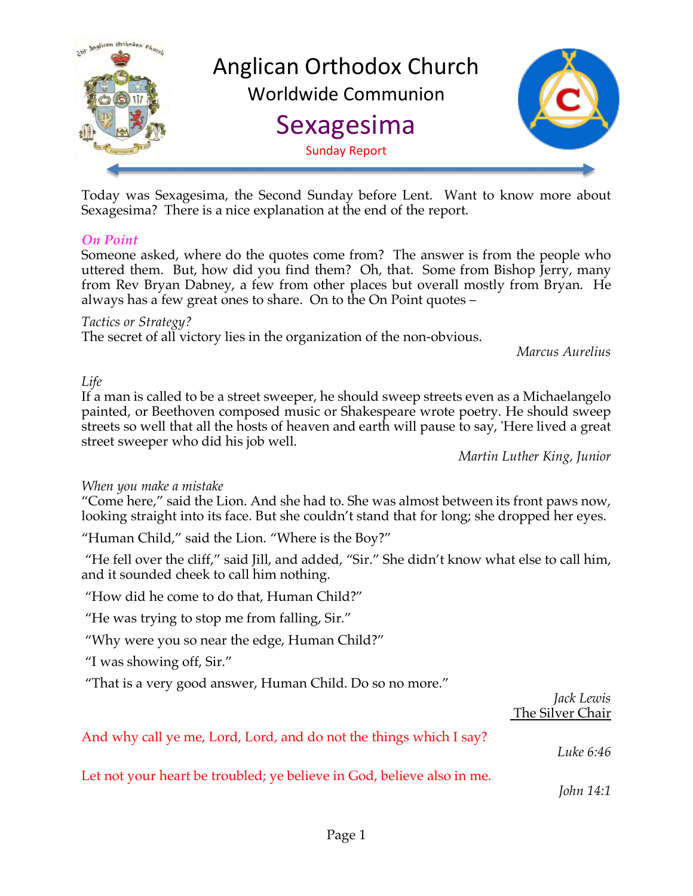# Anglican Orthodox Church

## Worldwide Communion

# Sexagesima

Sunday Report

Today was Sexagesima, the Second Sunday before Lent. Want to know more about Sexagesima? There is a nice explanation at the end of the report.

### *On Point*

Someone asked, where do the quotes come from? The answer is from the people who uttered them. But, how did you find them? Oh, that. Some from Bishop Jerry, many from Rev Bryan Dabney, a few from other places but overall mostly from Bryan. He always has a few great ones to share. On to the On Point quotes –

*Tactics or Strategy?*

The secret of all victory lies in the organization of the non-obvious.

*Marcus Aurelius*

*Life*

If a man is called to be a street sweeper, he should sweep streets even as a Michaelangelo painted, or Beethoven composed music or Shakespeare wrote poetry. He should sweep streets so well that all the hosts of heaven and earth will pause to say, 'Here lived a great street sweeper who did his job well.

*Martin Luther King, Junior*

*When you make a mistake*

"Come here," said the Lion. And she had to. She was almost between its front paws now, looking straight into its face. But she couldn't stand that for long; she dropped her eyes.

"Human Child," said the Lion. "Where is the Boy?"

"He fell over the cliff," said Jill, and added, "Sir." She didn't know what else to call him, and it sounded cheek to call him nothing.

"How did he come to do that, Human Child?"

"He was trying to stop me from falling, Sir."

"Why were you so near the edge, Human Child?"

"I was showing off, Sir."

"That is a very good answer, Human Child. Do so no more."

*Jack Lewis*
The Silver Chair

And why call ye me, Lord, Lord, and do not the things which I say?

*Luke 6:46*

Let not your heart be troubled; ye believe in God, believe also in me.

*John 14:1*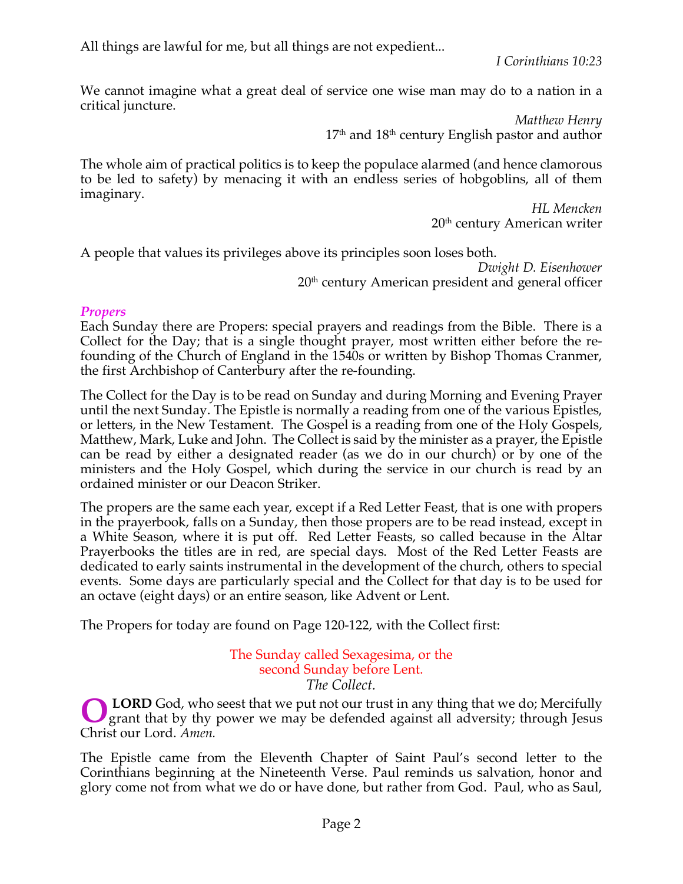All things are lawful for me, but all things are not expedient...

*I Corinthians 10:23*

We cannot imagine what a great deal of service one wise man may do to a nation in a critical juncture.

*Matthew Henry*
17th and 18th century English pastor and author

The whole aim of practical politics is to keep the populace alarmed (and hence clamorous to be led to safety) by menacing it with an endless series of hobgoblins, all of them imaginary.

*HL Mencken*
20th century American writer

A people that values its privileges above its principles soon loses both.

*Dwight D. Eisenhower*
20th century American president and general officer

### *Propers*

Each Sunday there are Propers: special prayers and readings from the Bible. There is a Collect for the Day; that is a single thought prayer, most written either before the re-founding of the Church of England in the 1540s or written by Bishop Thomas Cranmer, the first Archbishop of Canterbury after the re-founding.

The Collect for the Day is to be read on Sunday and during Morning and Evening Prayer until the next Sunday. The Epistle is normally a reading from one of the various Epistles, or letters, in the New Testament. The Gospel is a reading from one of the Holy Gospels, Matthew, Mark, Luke and John. The Collect is said by the minister as a prayer, the Epistle can be read by either a designated reader (as we do in our church) or by one of the ministers and the Holy Gospel, which during the service in our church is read by an ordained minister or our Deacon Striker.

The propers are the same each year, except if a Red Letter Feast, that is one with propers in the prayerbook, falls on a Sunday, then those propers are to be read instead, except in a White Season, where it is put off. Red Letter Feasts, so called because in the Altar Prayerbooks the titles are in red, are special days. Most of the Red Letter Feasts are dedicated to early saints instrumental in the development of the church, others to special events. Some days are particularly special and the Collect for that day is to be used for an octave (eight days) or an entire season, like Advent or Lent.

The Propers for today are found on Page 120-122, with the Collect first:

The Sunday called Sexagesima, or the
second Sunday before Lent.
*The Collect.*

O **LORD** God, who seest that we put not our trust in any thing that we do; Mercifully grant that by thy power we may be defended against all adversity; through Jesus Christ our Lord. *Amen.*

The Epistle came from the Eleventh Chapter of Saint Paul's second letter to the Corinthians beginning at the Nineteenth Verse. Paul reminds us salvation, honor and glory come not from what we do or have done, but rather from God. Paul, who as Saul,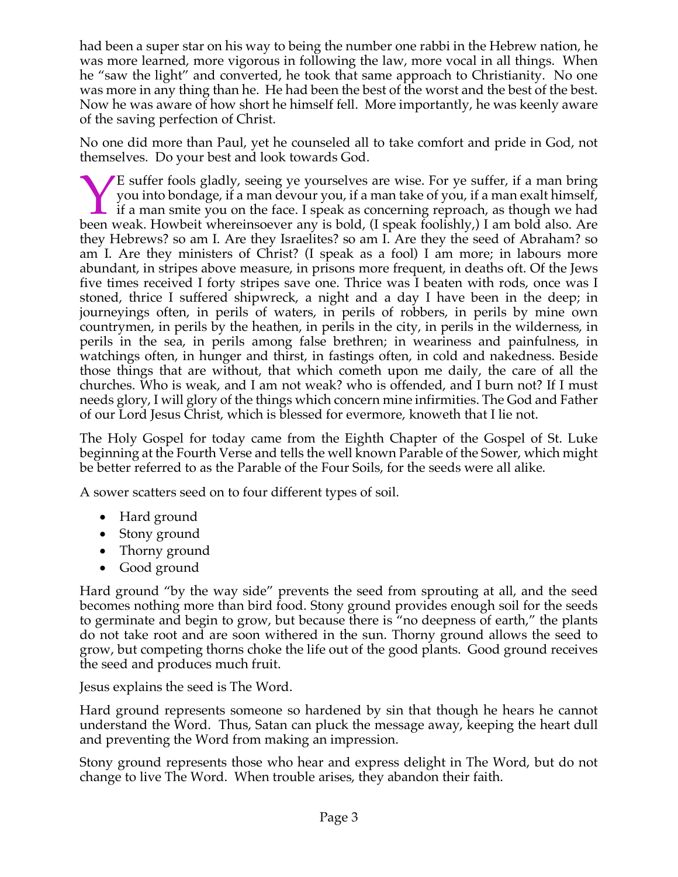had been a super star on his way to being the number one rabbi in the Hebrew nation, he was more learned, more vigorous in following the law, more vocal in all things. When he "saw the light" and converted, he took that same approach to Christianity. No one was more in any thing than he. He had been the best of the worst and the best of the best. Now he was aware of how short he himself fell. More importantly, he was keenly aware of the saving perfection of Christ.

No one did more than Paul, yet he counseled all to take comfort and pride in God, not themselves. Do your best and look towards God.

YE suffer fools gladly, seeing ye yourselves are wise. For ye suffer, if a man bring you into bondage, if a man devour you, if a man take of you, if a man exalt himself, if a man smite you on the face. I speak as concerning reproach, as though we had been weak. Howbeit whereinsoever any is bold, (I speak foolishly,) I am bold also. Are they Hebrews? so am I. Are they Israelites? so am I. Are they the seed of Abraham? so am I. Are they ministers of Christ? (I speak as a fool) I am more; in labours more abundant, in stripes above measure, in prisons more frequent, in deaths oft. Of the Jews five times received I forty stripes save one. Thrice was I beaten with rods, once was I stoned, thrice I suffered shipwreck, a night and a day I have been in the deep; in journeyings often, in perils of waters, in perils of robbers, in perils by mine own countrymen, in perils by the heathen, in perils in the city, in perils in the wilderness, in perils in the sea, in perils among false brethren; in weariness and painfulness, in watchings often, in hunger and thirst, in fastings often, in cold and nakedness. Beside those things that are without, that which cometh upon me daily, the care of all the churches. Who is weak, and I am not weak? who is offended, and I burn not? If I must needs glory, I will glory of the things which concern mine infirmities. The God and Father of our Lord Jesus Christ, which is blessed for evermore, knoweth that I lie not.

The Holy Gospel for today came from the Eighth Chapter of the Gospel of St. Luke beginning at the Fourth Verse and tells the well known Parable of the Sower, which might be better referred to as the Parable of the Four Soils, for the seeds were all alike.

A sower scatters seed on to four different types of soil.

- Hard ground
- Stony ground
- Thorny ground
- Good ground

Hard ground "by the way side" prevents the seed from sprouting at all, and the seed becomes nothing more than bird food. Stony ground provides enough soil for the seeds to germinate and begin to grow, but because there is "no deepness of earth," the plants do not take root and are soon withered in the sun. Thorny ground allows the seed to grow, but competing thorns choke the life out of the good plants. Good ground receives the seed and produces much fruit.

Jesus explains the seed is The Word.

Hard ground represents someone so hardened by sin that though he hears he cannot understand the Word. Thus, Satan can pluck the message away, keeping the heart dull and preventing the Word from making an impression.

Stony ground represents those who hear and express delight in The Word, but do not change to live The Word. When trouble arises, they abandon their faith.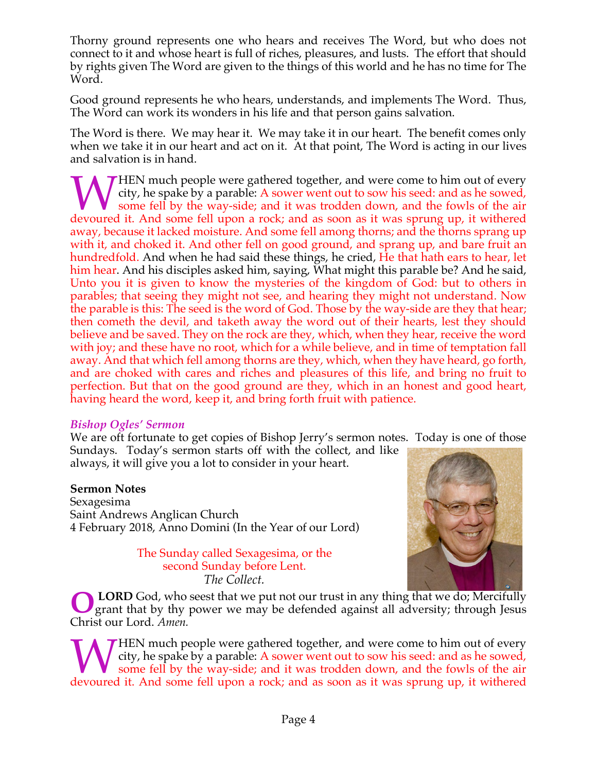Thorny ground represents one who hears and receives The Word, but who does not connect to it and whose heart is full of riches, pleasures, and lusts. The effort that should by rights given The Word are given to the things of this world and he has no time for The Word.

Good ground represents he who hears, understands, and implements The Word. Thus, The Word can work its wonders in his life and that person gains salvation.

The Word is there. We may hear it. We may take it in our heart. The benefit comes only when we take it in our heart and act on it. At that point, The Word is acting in our lives and salvation is in hand.

WHEN much people were gathered together, and were come to him out of every city, he spake by a parable: A sower went out to sow his seed: and as he sowed, some fell by the way-side; and it was trodden down, and the fowls of the air devoured it. And some fell upon a rock; and as soon as it was sprung up, it withered away, because it lacked moisture. And some fell among thorns; and the thorns sprang up with it, and choked it. And other fell on good ground, and sprang up, and bare fruit an hundredfold. And when he had said these things, he cried, He that hath ears to hear, let him hear. And his disciples asked him, saying, What might this parable be? And he said, Unto you it is given to know the mysteries of the kingdom of God: but to others in parables; that seeing they might not see, and hearing they might not understand. Now the parable is this: The seed is the word of God. Those by the way-side are they that hear; then cometh the devil, and taketh away the word out of their hearts, lest they should believe and be saved. They on the rock are they, which, when they hear, receive the word with joy; and these have no root, which for a while believe, and in time of temptation fall away. And that which fell among thorns are they, which, when they have heard, go forth, and are choked with cares and riches and pleasures of this life, and bring no fruit to perfection. But that on the good ground are they, which in an honest and good heart, having heard the word, keep it, and bring forth fruit with patience.

### *Bishop Ogles' Sermon*

We are oft fortunate to get copies of Bishop Jerry's sermon notes. Today is one of those Sundays. Today's sermon starts off with the collect, and like always, it will give you a lot to consider in your heart.

**Sermon Notes**
Sexagesima
Saint Andrews Anglican Church
4 February 2018, Anno Domini (In the Year of our Lord)

The Sunday called Sexagesima, or the second Sunday before Lent.
*The Collect.*

O **LORD** God, who seest that we put not our trust in any thing that we do; Mercifully grant that by thy power we may be defended against all adversity; through Jesus Christ our Lord. *Amen.*

WHEN much people were gathered together, and were come to him out of every city, he spake by a parable: A sower went out to sow his seed: and as he sowed, some fell by the way-side; and it was trodden down, and the fowls of the air devoured it. And some fell upon a rock; and as soon as it was sprung up, it withered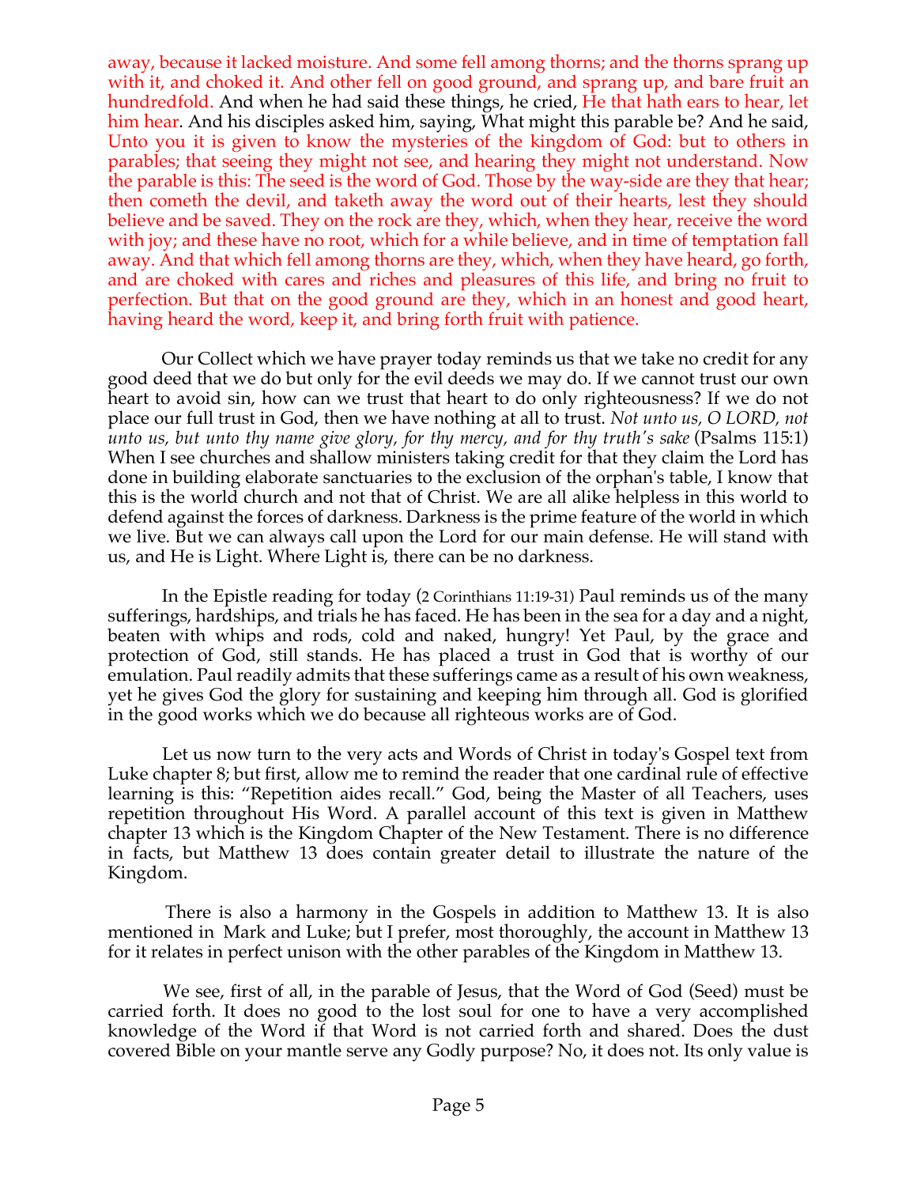away, because it lacked moisture. And some fell among thorns; and the thorns sprang up with it, and choked it. And other fell on good ground, and sprang up, and bare fruit an hundredfold. And when he had said these things, he cried, He that hath ears to hear, let him hear. And his disciples asked him, saying, What might this parable be? And he said, Unto you it is given to know the mysteries of the kingdom of God: but to others in parables; that seeing they might not see, and hearing they might not understand. Now the parable is this: The seed is the word of God. Those by the way-side are they that hear; then cometh the devil, and taketh away the word out of their hearts, lest they should believe and be saved. They on the rock are they, which, when they hear, receive the word with joy; and these have no root, which for a while believe, and in time of temptation fall away. And that which fell among thorns are they, which, when they have heard, go forth, and are choked with cares and riches and pleasures of this life, and bring no fruit to perfection. But that on the good ground are they, which in an honest and good heart, having heard the word, keep it, and bring forth fruit with patience.

Our Collect which we have prayer today reminds us that we take no credit for any good deed that we do but only for the evil deeds we may do. If we cannot trust our own heart to avoid sin, how can we trust that heart to do only righteousness? If we do not place our full trust in God, then we have nothing at all to trust. *Not unto us, O LORD, not unto us, but unto thy name give glory, for thy mercy, and for thy truth's sake* (Psalms 115:1) When I see churches and shallow ministers taking credit for that they claim the Lord has done in building elaborate sanctuaries to the exclusion of the orphan's table, I know that this is the world church and not that of Christ. We are all alike helpless in this world to defend against the forces of darkness. Darkness is the prime feature of the world in which we live. But we can always call upon the Lord for our main defense. He will stand with us, and He is Light. Where Light is, there can be no darkness.

In the Epistle reading for today (2 Corinthians 11:19-31) Paul reminds us of the many sufferings, hardships, and trials he has faced. He has been in the sea for a day and a night, beaten with whips and rods, cold and naked, hungry! Yet Paul, by the grace and protection of God, still stands. He has placed a trust in God that is worthy of our emulation. Paul readily admits that these sufferings came as a result of his own weakness, yet he gives God the glory for sustaining and keeping him through all. God is glorified in the good works which we do because all righteous works are of God.

Let us now turn to the very acts and Words of Christ in today's Gospel text from Luke chapter 8; but first, allow me to remind the reader that one cardinal rule of effective learning is this: "Repetition aides recall." God, being the Master of all Teachers, uses repetition throughout His Word. A parallel account of this text is given in Matthew chapter 13 which is the Kingdom Chapter of the New Testament. There is no difference in facts, but Matthew 13 does contain greater detail to illustrate the nature of the Kingdom.

There is also a harmony in the Gospels in addition to Matthew 13. It is also mentioned in Mark and Luke; but I prefer, most thoroughly, the account in Matthew 13 for it relates in perfect unison with the other parables of the Kingdom in Matthew 13.

We see, first of all, in the parable of Jesus, that the Word of God (Seed) must be carried forth. It does no good to the lost soul for one to have a very accomplished knowledge of the Word if that Word is not carried forth and shared. Does the dust covered Bible on your mantle serve any Godly purpose? No, it does not. Its only value is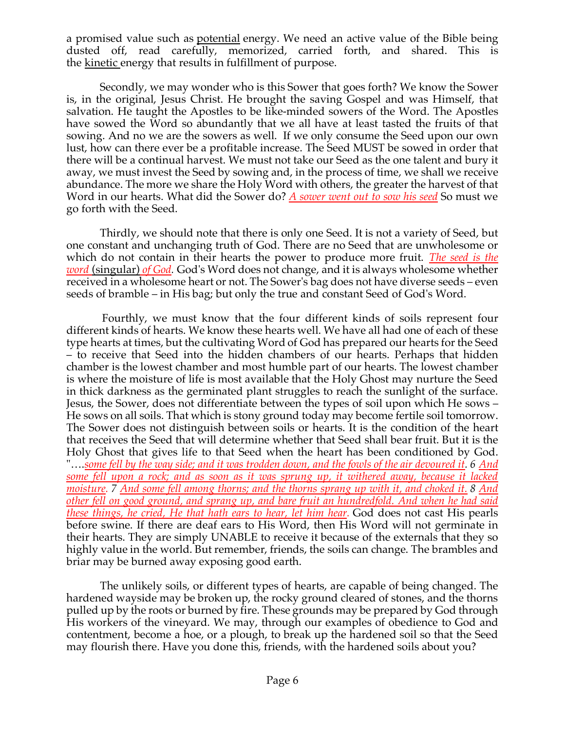a promised value such as potential energy. We need an active value of the Bible being dusted off, read carefully, memorized, carried forth, and shared. This is the kinetic energy that results in fulfillment of purpose.

Secondly, we may wonder who is this Sower that goes forth? We know the Sower is, in the original, Jesus Christ. He brought the saving Gospel and was Himself, that salvation. He taught the Apostles to be like-minded sowers of the Word. The Apostles have sowed the Word so abundantly that we all have at least tasted the fruits of that sowing. And no we are the sowers as well. If we only consume the Seed upon our own lust, how can there ever be a profitable increase. The Seed MUST be sowed in order that there will be a continual harvest. We must not take our Seed as the one talent and bury it away, we must invest the Seed by sowing and, in the process of time, we shall we receive abundance. The more we share the Holy Word with others, the greater the harvest of that Word in our hearts. What did the Sower do? *A sower went out to sow his seed* So must we go forth with the Seed.

Thirdly, we should note that there is only one Seed. It is not a variety of Seed, but one constant and unchanging truth of God. There are no Seed that are unwholesome or which do not contain in their hearts the power to produce more fruit. *The seed is the word* (singular) *of God.* God's Word does not change, and it is always wholesome whether received in a wholesome heart or not. The Sower's bag does not have diverse seeds – even seeds of bramble – in His bag; but only the true and constant Seed of God's Word.

Fourthly, we must know that the four different kinds of soils represent four different kinds of hearts. We know these hearts well. We have all had one of each of these type hearts at times, but the cultivating Word of God has prepared our hearts for the Seed – to receive that Seed into the hidden chambers of our hearts. Perhaps that hidden chamber is the lowest chamber and most humble part of our hearts. The lowest chamber is where the moisture of life is most available that the Holy Ghost may nurture the Seed in thick darkness as the germinated plant struggles to reach the sunlight of the surface. Jesus, the Sower, does not differentiate between the types of soil upon which He sows – He sows on all soils. That which is stony ground today may become fertile soil tomorrow. The Sower does not distinguish between soils or hearts. It is the condition of the heart that receives the Seed that will determine whether that Seed shall bear fruit. But it is the Holy Ghost that gives life to that Seed when the heart has been conditioned by God. "….*some fell by the way side; and it was trodden down, and the fowls of the air devoured it. 6 And some fell upon a rock; and as soon as it was sprung up, it withered away, because it lacked moisture. 7 And some fell among thorns; and the thorns sprang up with it, and choked it. 8 And other fell on good ground, and sprang up, and bare fruit an hundredfold. And when he had said these things, he cried, He that hath ears to hear, let him hear.* God does not cast His pearls before swine. If there are deaf ears to His Word, then His Word will not germinate in their hearts. They are simply UNABLE to receive it because of the externals that they so highly value in the world. But remember, friends, the soils can change. The brambles and briar may be burned away exposing good earth.

The unlikely soils, or different types of hearts, are capable of being changed. The hardened wayside may be broken up, the rocky ground cleared of stones, and the thorns pulled up by the roots or burned by fire. These grounds may be prepared by God through His workers of the vineyard. We may, through our examples of obedience to God and contentment, become a hoe, or a plough, to break up the hardened soil so that the Seed may flourish there. Have you done this, friends, with the hardened soils about you?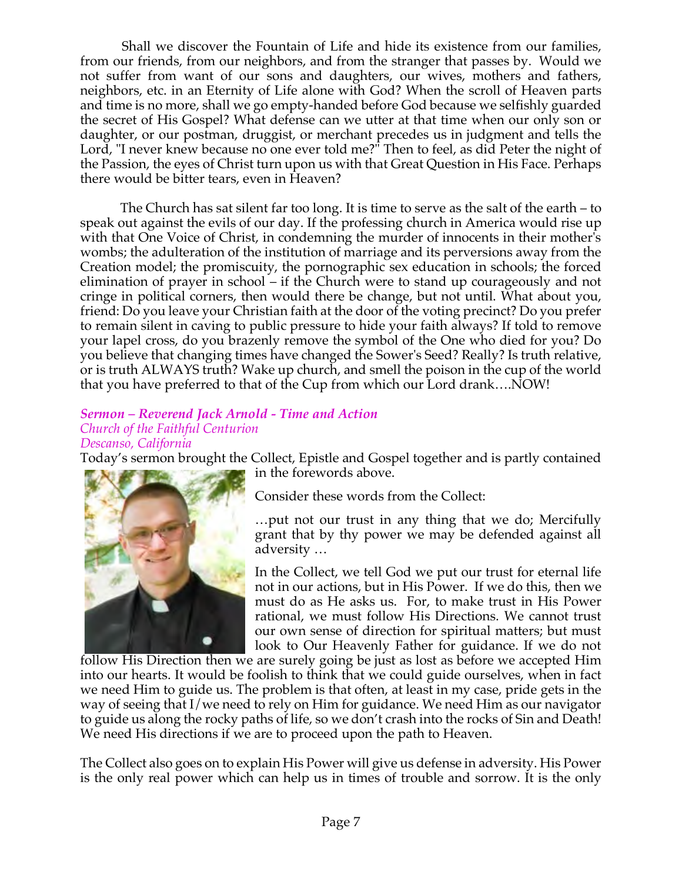Shall we discover the Fountain of Life and hide its existence from our families, from our friends, from our neighbors, and from the stranger that passes by. Would we not suffer from want of our sons and daughters, our wives, mothers and fathers, neighbors, etc. in an Eternity of Life alone with God? When the scroll of Heaven parts and time is no more, shall we go empty-handed before God because we selfishly guarded the secret of His Gospel? What defense can we utter at that time when our only son or daughter, or our postman, druggist, or merchant precedes us in judgment and tells the Lord, "I never knew because no one ever told me?" Then to feel, as did Peter the night of the Passion, the eyes of Christ turn upon us with that Great Question in His Face. Perhaps there would be bitter tears, even in Heaven?

The Church has sat silent far too long. It is time to serve as the salt of the earth – to speak out against the evils of our day. If the professing church in America would rise up with that One Voice of Christ, in condemning the murder of innocents in their mother's wombs; the adulteration of the institution of marriage and its perversions away from the Creation model; the promiscuity, the pornographic sex education in schools; the forced elimination of prayer in school – if the Church were to stand up courageously and not cringe in political corners, then would there be change, but not until. What about you, friend: Do you leave your Christian faith at the door of the voting precinct? Do you prefer to remain silent in caving to public pressure to hide your faith always? If told to remove your lapel cross, do you brazenly remove the symbol of the One who died for you? Do you believe that changing times have changed the Sower's Seed? Really? Is truth relative, or is truth ALWAYS truth? Wake up church, and smell the poison in the cup of the world that you have preferred to that of the Cup from which our Lord drank….NOW!

***Sermon – Reverend Jack Arnold - Time and Action***
*Church of the Faithful Centurion*
*Descanso, California*

Today's sermon brought the Collect, Epistle and Gospel together and is partly contained in the forewords above.

Consider these words from the Collect:

…put not our trust in any thing that we do; Mercifully grant that by thy power we may be defended against all adversity …

In the Collect, we tell God we put our trust for eternal life not in our actions, but in His Power. If we do this, then we must do as He asks us. For, to make trust in His Power rational, we must follow His Directions. We cannot trust our own sense of direction for spiritual matters; but must look to Our Heavenly Father for guidance. If we do not follow His Direction then we are surely going be just as lost as before we accepted Him into our hearts. It would be foolish to think that we could guide ourselves, when in fact we need Him to guide us. The problem is that often, at least in my case, pride gets in the way of seeing that I/we need to rely on Him for guidance. We need Him as our navigator to guide us along the rocky paths of life, so we don't crash into the rocks of Sin and Death! We need His directions if we are to proceed upon the path to Heaven.

The Collect also goes on to explain His Power will give us defense in adversity. His Power is the only real power which can help us in times of trouble and sorrow. It is the only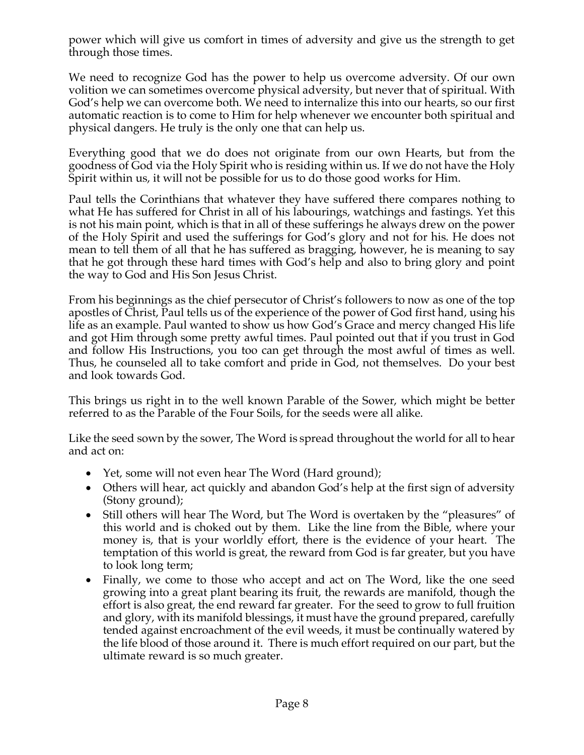power which will give us comfort in times of adversity and give us the strength to get through those times.

We need to recognize God has the power to help us overcome adversity. Of our own volition we can sometimes overcome physical adversity, but never that of spiritual. With God's help we can overcome both. We need to internalize this into our hearts, so our first automatic reaction is to come to Him for help whenever we encounter both spiritual and physical dangers. He truly is the only one that can help us.

Everything good that we do does not originate from our own Hearts, but from the goodness of God via the Holy Spirit who is residing within us. If we do not have the Holy Spirit within us, it will not be possible for us to do those good works for Him.

Paul tells the Corinthians that whatever they have suffered there compares nothing to what He has suffered for Christ in all of his labourings, watchings and fastings. Yet this is not his main point, which is that in all of these sufferings he always drew on the power of the Holy Spirit and used the sufferings for God's glory and not for his. He does not mean to tell them of all that he has suffered as bragging, however, he is meaning to say that he got through these hard times with God's help and also to bring glory and point the way to God and His Son Jesus Christ.

From his beginnings as the chief persecutor of Christ's followers to now as one of the top apostles of Christ, Paul tells us of the experience of the power of God first hand, using his life as an example. Paul wanted to show us how God's Grace and mercy changed His life and got Him through some pretty awful times. Paul pointed out that if you trust in God and follow His Instructions, you too can get through the most awful of times as well. Thus, he counseled all to take comfort and pride in God, not themselves. Do your best and look towards God.

This brings us right in to the well known Parable of the Sower, which might be better referred to as the Parable of the Four Soils, for the seeds were all alike.

Like the seed sown by the sower, The Word is spread throughout the world for all to hear and act on:

- Yet, some will not even hear The Word (Hard ground);
- Others will hear, act quickly and abandon God's help at the first sign of adversity (Stony ground);
- Still others will hear The Word, but The Word is overtaken by the "pleasures" of this world and is choked out by them. Like the line from the Bible, where your money is, that is your worldly effort, there is the evidence of your heart. The temptation of this world is great, the reward from God is far greater, but you have to look long term;
- Finally, we come to those who accept and act on The Word, like the one seed growing into a great plant bearing its fruit, the rewards are manifold, though the effort is also great, the end reward far greater. For the seed to grow to full fruition and glory, with its manifold blessings, it must have the ground prepared, carefully tended against encroachment of the evil weeds, it must be continually watered by the life blood of those around it. There is much effort required on our part, but the ultimate reward is so much greater.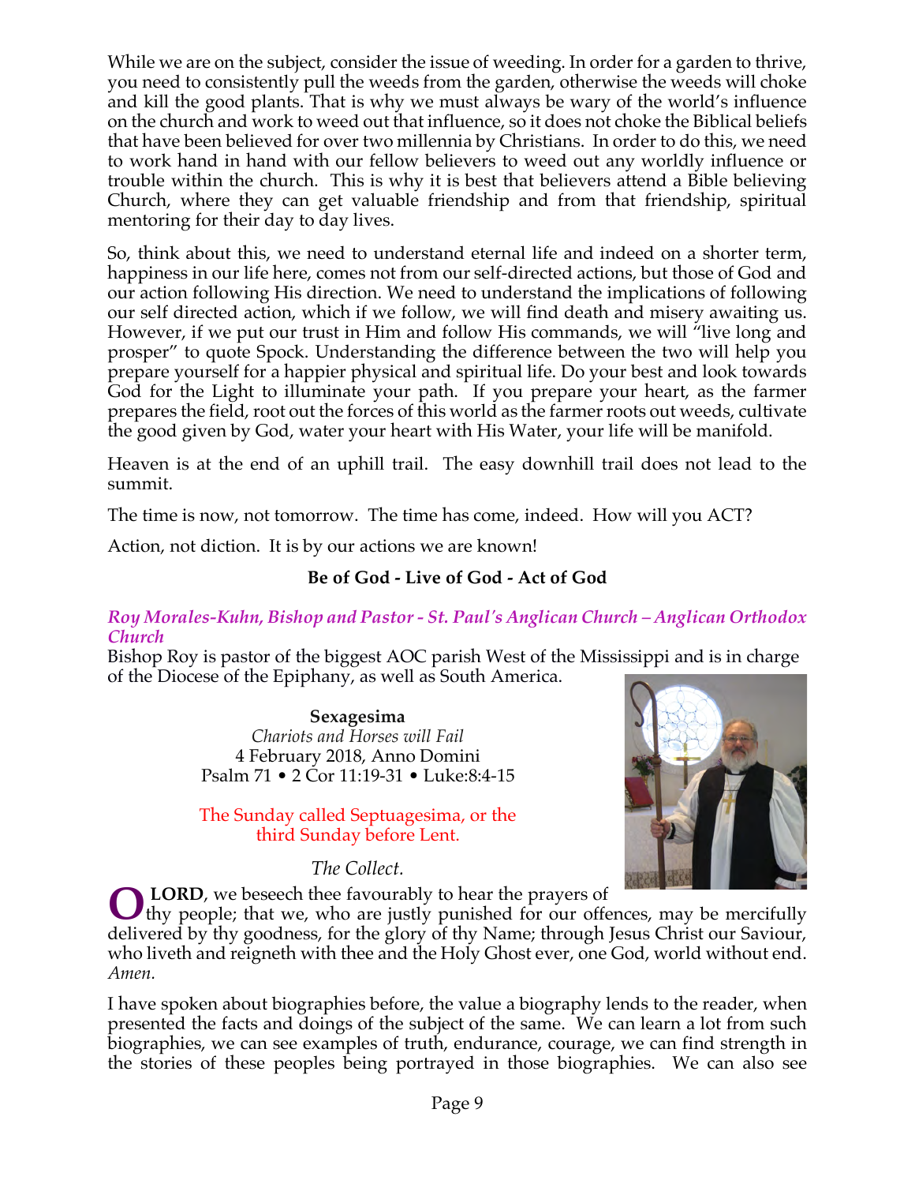While we are on the subject, consider the issue of weeding. In order for a garden to thrive, you need to consistently pull the weeds from the garden, otherwise the weeds will choke and kill the good plants. That is why we must always be wary of the world's influence on the church and work to weed out that influence, so it does not choke the Biblical beliefs that have been believed for over two millennia by Christians. In order to do this, we need to work hand in hand with our fellow believers to weed out any worldly influence or trouble within the church. This is why it is best that believers attend a Bible believing Church, where they can get valuable friendship and from that friendship, spiritual mentoring for their day to day lives.

So, think about this, we need to understand eternal life and indeed on a shorter term, happiness in our life here, comes not from our self-directed actions, but those of God and our action following His direction. We need to understand the implications of following our self directed action, which if we follow, we will find death and misery awaiting us. However, if we put our trust in Him and follow His commands, we will "live long and prosper" to quote Spock. Understanding the difference between the two will help you prepare yourself for a happier physical and spiritual life. Do your best and look towards God for the Light to illuminate your path. If you prepare your heart, as the farmer prepares the field, root out the forces of this world as the farmer roots out weeds, cultivate the good given by God, water your heart with His Water, your life will be manifold.

Heaven is at the end of an uphill trail. The easy downhill trail does not lead to the summit.

The time is now, not tomorrow. The time has come, indeed. How will you ACT?

Action, not diction. It is by our actions we are known!

**Be of God - Live of God - Act of God**

***Roy Morales-Kuhn, Bishop and Pastor - St. Paul's Anglican Church – Anglican Orthodox Church***

Bishop Roy is pastor of the biggest AOC parish West of the Mississippi and is in charge of the Diocese of the Epiphany, as well as South America.

**Sexagesima**

*Chariots and Horses will Fail*

4 February 2018, Anno Domini

Psalm 71 • 2 Cor 11:19-31 • Luke:8:4-15

The Sunday called Septuagesima, or the third Sunday before Lent.

*The Collect.*

**O LORD**, we beseech thee favourably to hear the prayers of thy people; that we, who are justly punished for our offences, may be mercifully delivered by thy goodness, for the glory of thy Name; through Jesus Christ our Saviour, who liveth and reigneth with thee and the Holy Ghost ever, one God, world without end. *Amen.*

I have spoken about biographies before, the value a biography lends to the reader, when presented the facts and doings of the subject of the same. We can learn a lot from such biographies, we can see examples of truth, endurance, courage, we can find strength in the stories of these peoples being portrayed in those biographies. We can also see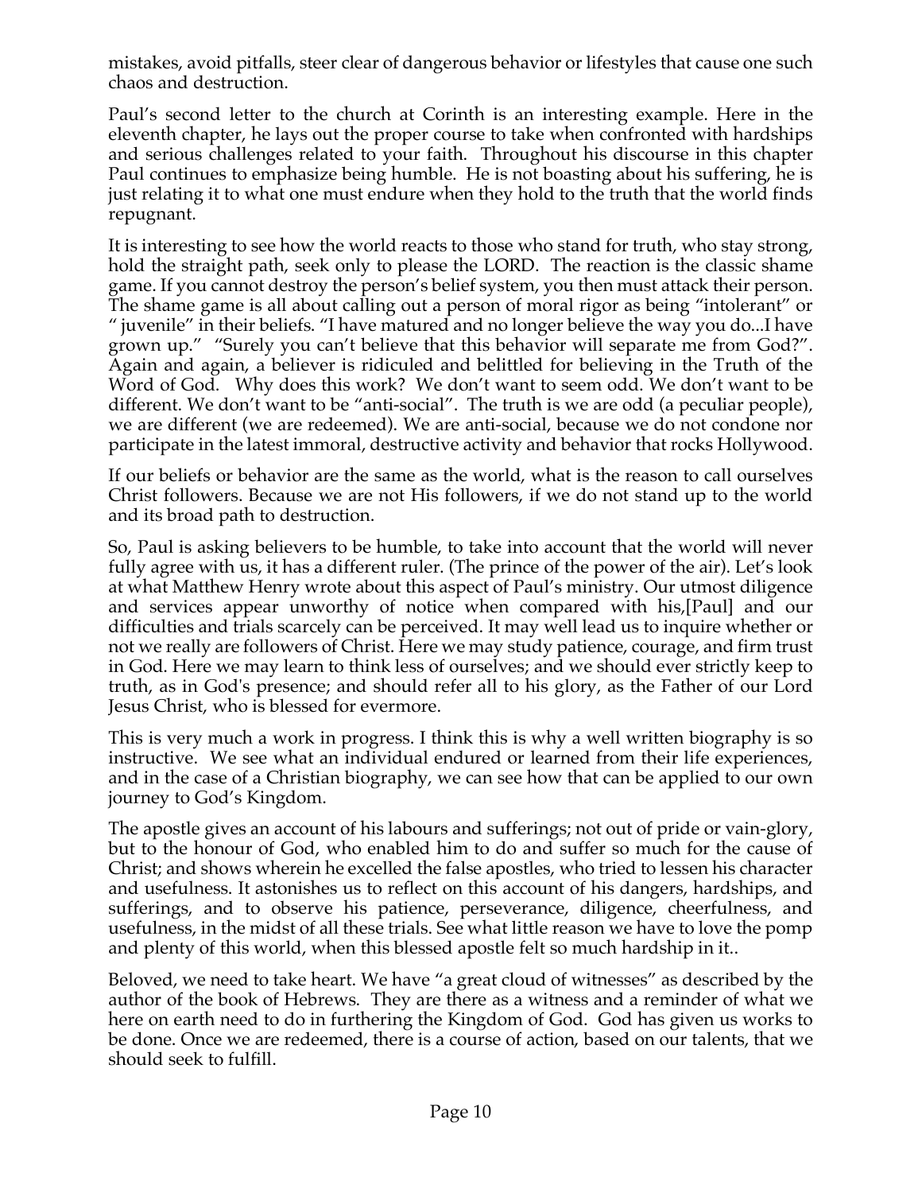mistakes, avoid pitfalls, steer clear of dangerous behavior or lifestyles that cause one such chaos and destruction.

Paul's second letter to the church at Corinth is an interesting example. Here in the eleventh chapter, he lays out the proper course to take when confronted with hardships and serious challenges related to your faith. Throughout his discourse in this chapter Paul continues to emphasize being humble. He is not boasting about his suffering, he is just relating it to what one must endure when they hold to the truth that the world finds repugnant.

It is interesting to see how the world reacts to those who stand for truth, who stay strong, hold the straight path, seek only to please the LORD. The reaction is the classic shame game. If you cannot destroy the person's belief system, you then must attack their person. The shame game is all about calling out a person of moral rigor as being "intolerant" or " juvenile" in their beliefs. "I have matured and no longer believe the way you do...I have grown up." "Surely you can't believe that this behavior will separate me from God?". Again and again, a believer is ridiculed and belittled for believing in the Truth of the Word of God. Why does this work? We don't want to seem odd. We don't want to be different. We don't want to be "anti-social". The truth is we are odd (a peculiar people), we are different (we are redeemed). We are anti-social, because we do not condone nor participate in the latest immoral, destructive activity and behavior that rocks Hollywood.

If our beliefs or behavior are the same as the world, what is the reason to call ourselves Christ followers. Because we are not His followers, if we do not stand up to the world and its broad path to destruction.

So, Paul is asking believers to be humble, to take into account that the world will never fully agree with us, it has a different ruler. (The prince of the power of the air). Let's look at what Matthew Henry wrote about this aspect of Paul's ministry. Our utmost diligence and services appear unworthy of notice when compared with his,[Paul] and our difficulties and trials scarcely can be perceived. It may well lead us to inquire whether or not we really are followers of Christ. Here we may study patience, courage, and firm trust in God. Here we may learn to think less of ourselves; and we should ever strictly keep to truth, as in God's presence; and should refer all to his glory, as the Father of our Lord Jesus Christ, who is blessed for evermore.

This is very much a work in progress. I think this is why a well written biography is so instructive. We see what an individual endured or learned from their life experiences, and in the case of a Christian biography, we can see how that can be applied to our own journey to God's Kingdom.

The apostle gives an account of his labours and sufferings; not out of pride or vain-glory, but to the honour of God, who enabled him to do and suffer so much for the cause of Christ; and shows wherein he excelled the false apostles, who tried to lessen his character and usefulness. It astonishes us to reflect on this account of his dangers, hardships, and sufferings, and to observe his patience, perseverance, diligence, cheerfulness, and usefulness, in the midst of all these trials. See what little reason we have to love the pomp and plenty of this world, when this blessed apostle felt so much hardship in it..

Beloved, we need to take heart. We have "a great cloud of witnesses" as described by the author of the book of Hebrews. They are there as a witness and a reminder of what we here on earth need to do in furthering the Kingdom of God. God has given us works to be done. Once we are redeemed, there is a course of action, based on our talents, that we should seek to fulfill.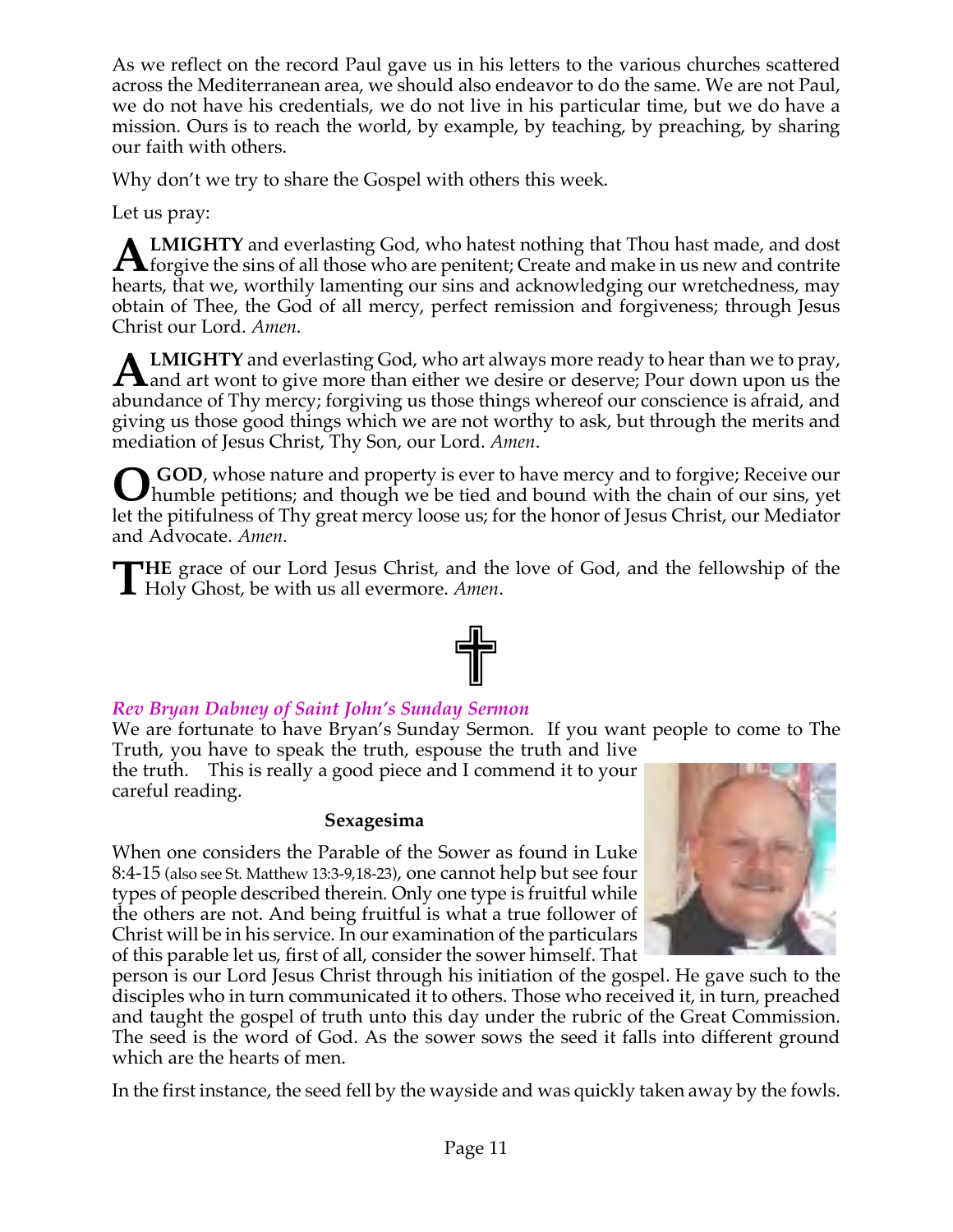As we reflect on the record Paul gave us in his letters to the various churches scattered across the Mediterranean area, we should also endeavor to do the same. We are not Paul, we do not have his credentials, we do not live in his particular time, but we do have a mission. Ours is to reach the world, by example, by teaching, by preaching, by sharing our faith with others.

Why don't we try to share the Gospel with others this week.

Let us pray:

**ALMIGHTY** and everlasting God, who hatest nothing that Thou hast made, and dost forgive the sins of all those who are penitent; Create and make in us new and contrite hearts, that we, worthily lamenting our sins and acknowledging our wretchedness, may obtain of Thee, the God of all mercy, perfect remission and forgiveness; through Jesus Christ our Lord. *Amen.*

**ALMIGHTY** and everlasting God, who art always more ready to hear than we to pray, and art wont to give more than either we desire or deserve; Pour down upon us the abundance of Thy mercy; forgiving us those things whereof our conscience is afraid, and giving us those good things which we are not worthy to ask, but through the merits and mediation of Jesus Christ, Thy Son, our Lord. *Amen*.

**O GOD**, whose nature and property is ever to have mercy and to forgive; Receive our humble petitions; and though we be tied and bound with the chain of our sins, yet let the pitifulness of Thy great mercy loose us; for the honor of Jesus Christ, our Mediator and Advocate. *Amen.*

**THE** grace of our Lord Jesus Christ, and the love of God, and the fellowship of the Holy Ghost, be with us all evermore. *Amen*.

***Rev Bryan Dabney of Saint John's Sunday Sermon***

We are fortunate to have Bryan's Sunday Sermon. If you want people to come to The Truth, you have to speak the truth, espouse the truth and live the truth. This is really a good piece and I commend it to your careful reading.

**Sexagesima**

When one considers the Parable of the Sower as found in Luke 8:4-15 (also see St. Matthew 13:3-9,18-23), one cannot help but see four types of people described therein. Only one type is fruitful while the others are not. And being fruitful is what a true follower of Christ will be in his service. In our examination of the particulars of this parable let us, first of all, consider the sower himself. That person is our Lord Jesus Christ through his initiation of the gospel. He gave such to the disciples who in turn communicated it to others. Those who received it, in turn, preached and taught the gospel of truth unto this day under the rubric of the Great Commission. The seed is the word of God. As the sower sows the seed it falls into different ground which are the hearts of men.

In the first instance, the seed fell by the wayside and was quickly taken away by the fowls.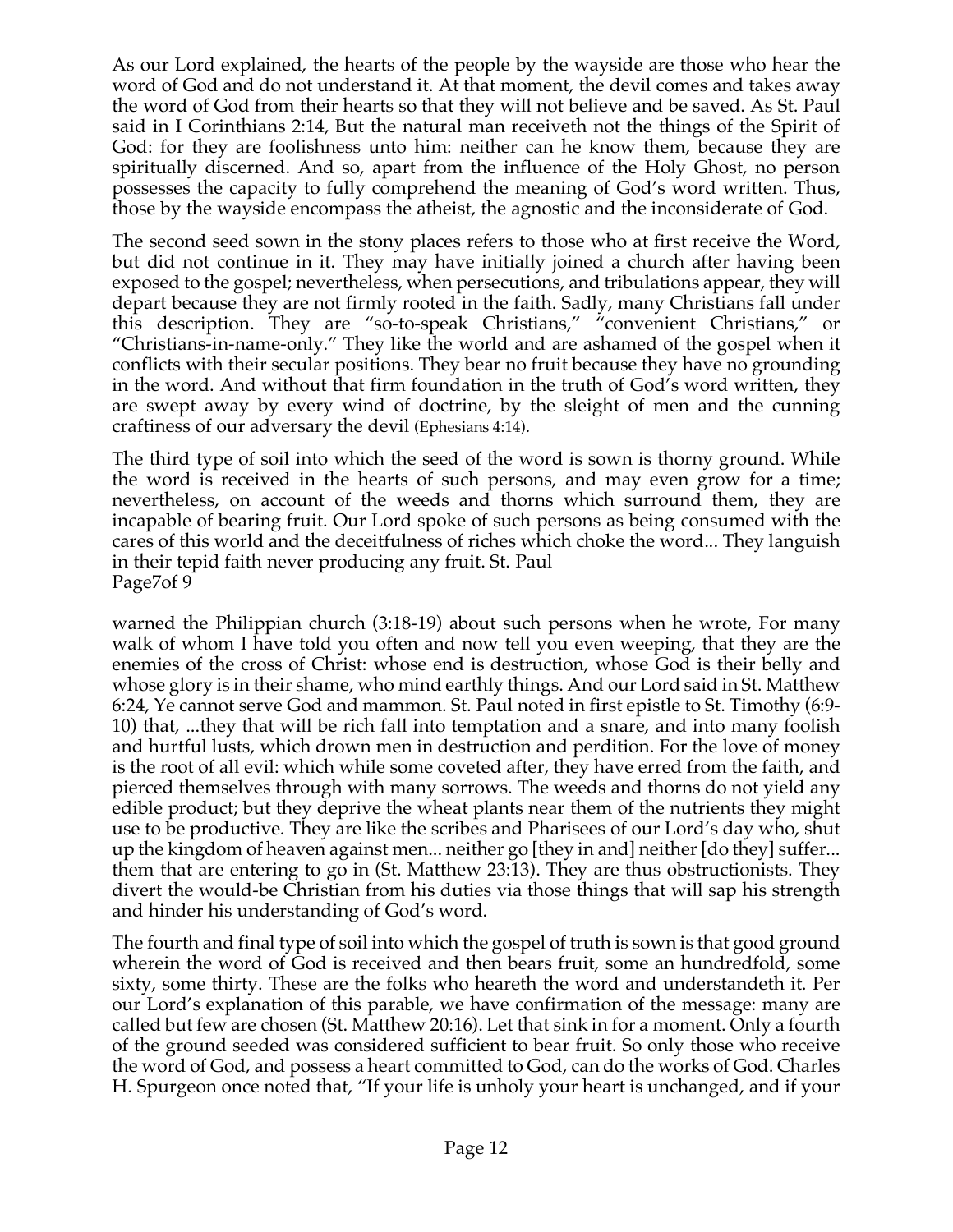As our Lord explained, the hearts of the people by the wayside are those who hear the word of God and do not understand it. At that moment, the devil comes and takes away the word of God from their hearts so that they will not believe and be saved. As St. Paul said in I Corinthians 2:14, But the natural man receiveth not the things of the Spirit of God: for they are foolishness unto him: neither can he know them, because they are spiritually discerned. And so, apart from the influence of the Holy Ghost, no person possesses the capacity to fully comprehend the meaning of God's word written. Thus, those by the wayside encompass the atheist, the agnostic and the inconsiderate of God.

The second seed sown in the stony places refers to those who at first receive the Word, but did not continue in it. They may have initially joined a church after having been exposed to the gospel; nevertheless, when persecutions, and tribulations appear, they will depart because they are not firmly rooted in the faith. Sadly, many Christians fall under this description. They are "so-to-speak Christians," "convenient Christians," or "Christians-in-name-only." They like the world and are ashamed of the gospel when it conflicts with their secular positions. They bear no fruit because they have no grounding in the word. And without that firm foundation in the truth of God's word written, they are swept away by every wind of doctrine, by the sleight of men and the cunning craftiness of our adversary the devil (Ephesians 4:14).

The third type of soil into which the seed of the word is sown is thorny ground. While the word is received in the hearts of such persons, and may even grow for a time; nevertheless, on account of the weeds and thorns which surround them, they are incapable of bearing fruit. Our Lord spoke of such persons as being consumed with the cares of this world and the deceitfulness of riches which choke the word... They languish in their tepid faith never producing any fruit. St. Paul warned the Philippian church (3:18-19) about such persons when he wrote, For many walk of whom I have told you often and now tell you even weeping, that they are the enemies of the cross of Christ: whose end is destruction, whose God is their belly and whose glory is in their shame, who mind earthly things. And our Lord said in St. Matthew 6:24, Ye cannot serve God and mammon. St. Paul noted in first epistle to St. Timothy (6:9-10) that, ...they that will be rich fall into temptation and a snare, and into many foolish and hurtful lusts, which drown men in destruction and perdition. For the love of money is the root of all evil: which while some coveted after, they have erred from the faith, and pierced themselves through with many sorrows. The weeds and thorns do not yield any edible product; but they deprive the wheat plants near them of the nutrients they might use to be productive. They are like the scribes and Pharisees of our Lord's day who, shut up the kingdom of heaven against men... neither go [they in and] neither [do they] suffer... them that are entering to go in (St. Matthew 23:13). They are thus obstructionists. They divert the would-be Christian from his duties via those things that will sap his strength and hinder his understanding of God's word.

The fourth and final type of soil into which the gospel of truth is sown is that good ground wherein the word of God is received and then bears fruit, some an hundredfold, some sixty, some thirty. These are the folks who heareth the word and understandeth it. Per our Lord's explanation of this parable, we have confirmation of the message: many are called but few are chosen (St. Matthew 20:16). Let that sink in for a moment. Only a fourth of the ground seeded was considered sufficient to bear fruit. So only those who receive the word of God, and possess a heart committed to God, can do the works of God. Charles H. Spurgeon once noted that, "If your life is unholy your heart is unchanged, and if your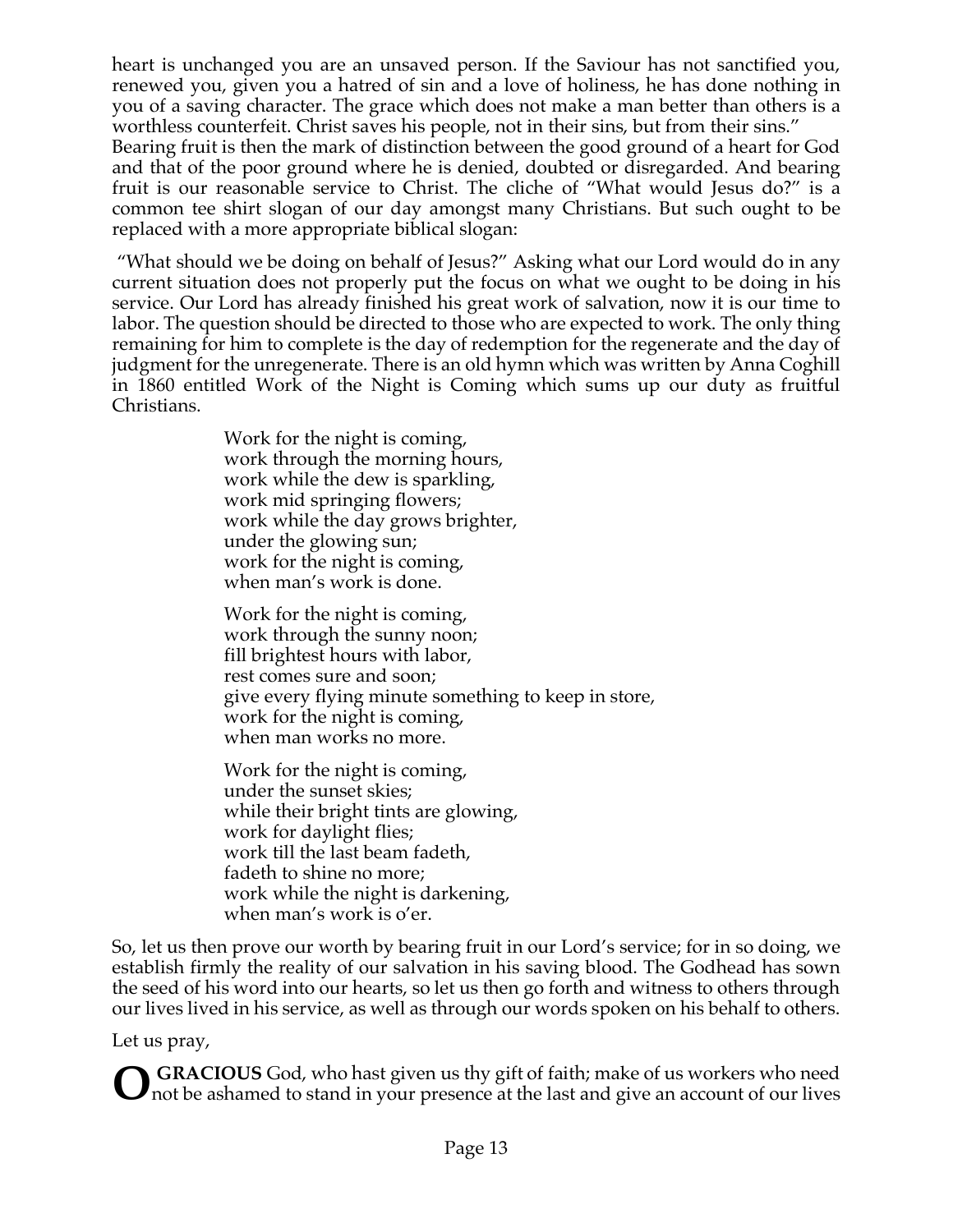heart is unchanged you are an unsaved person. If the Saviour has not sanctified you, renewed you, given you a hatred of sin and a love of holiness, he has done nothing in you of a saving character. The grace which does not make a man better than others is a worthless counterfeit. Christ saves his people, not in their sins, but from their sins."
Bearing fruit is then the mark of distinction between the good ground of a heart for God and that of the poor ground where he is denied, doubted or disregarded. And bearing fruit is our reasonable service to Christ. The cliche of "What would Jesus do?" is a common tee shirt slogan of our day amongst many Christians. But such ought to be replaced with a more appropriate biblical slogan:

"What should we be doing on behalf of Jesus?" Asking what our Lord would do in any current situation does not properly put the focus on what we ought to be doing in his service. Our Lord has already finished his great work of salvation, now it is our time to labor. The question should be directed to those who are expected to work. The only thing remaining for him to complete is the day of redemption for the regenerate and the day of judgment for the unregenerate. There is an old hymn which was written by Anna Coghill in 1860 entitled Work of the Night is Coming which sums up our duty as fruitful Christians.

> Work for the night is coming,
> work through the morning hours,
> work while the dew is sparkling,
> work mid springing flowers;
> work while the day grows brighter,
> under the glowing sun;
> work for the night is coming,
> when man's work is done.
>
> Work for the night is coming,
> work through the sunny noon;
> fill brightest hours with labor,
> rest comes sure and soon;
> give every flying minute something to keep in store,
> work for the night is coming,
> when man works no more.
>
> Work for the night is coming,
> under the sunset skies;
> while their bright tints are glowing,
> work for daylight flies;
> work till the last beam fadeth,
> fadeth to shine no more;
> work while the night is darkening,
> when man's work is o'er.

So, let us then prove our worth by bearing fruit in our Lord's service; for in so doing, we establish firmly the reality of our salvation in his saving blood. The Godhead has sown the seed of his word into our hearts, so let us then go forth and witness to others through our lives lived in his service, as well as through our words spoken on his behalf to others.

Let us pray,

**O GRACIOUS** God, who hast given us thy gift of faith; make of us workers who need not be ashamed to stand in your presence at the last and give an account of our lives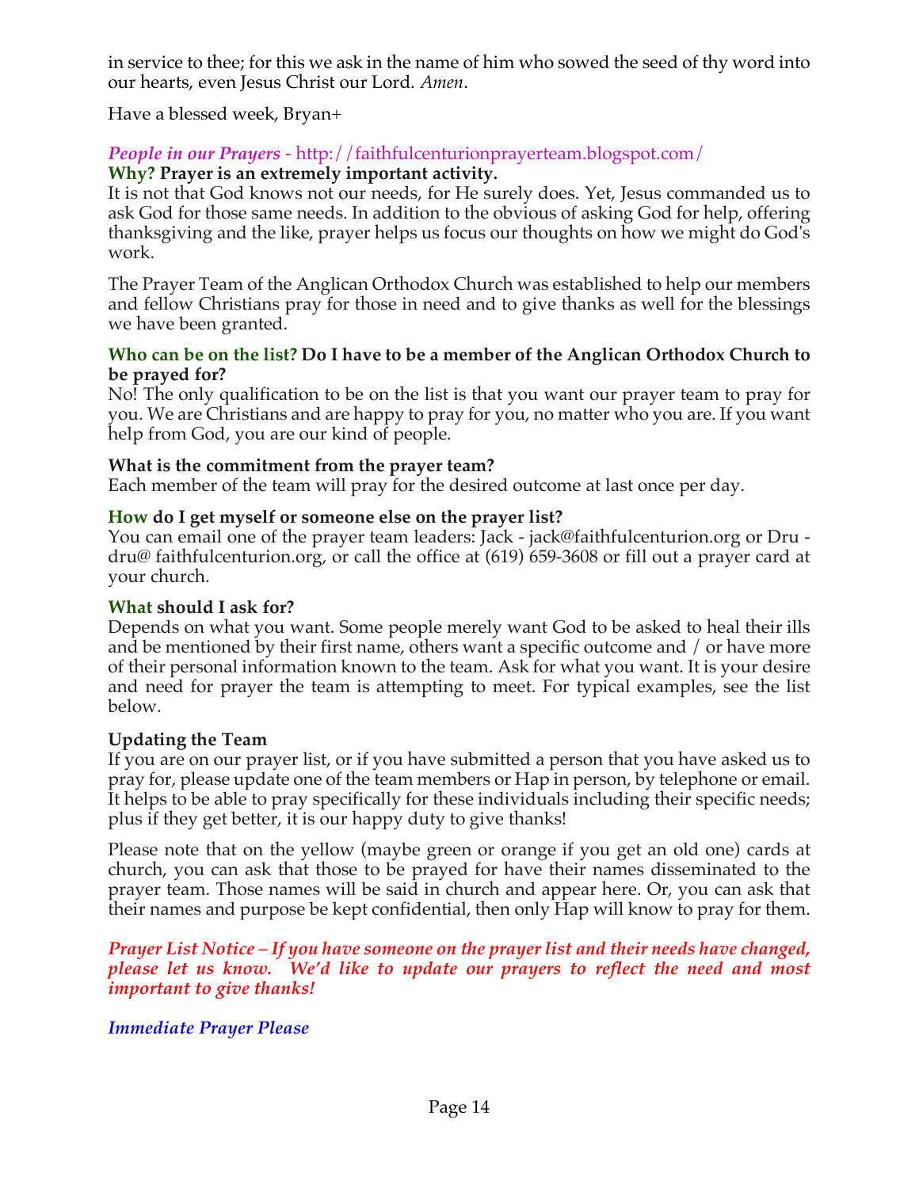in service to thee; for this we ask in the name of him who sowed the seed of thy word into our hearts, even Jesus Christ our Lord. *Amen*.

Have a blessed week, Bryan+

***People in our Prayers*** - http://faithfulcenturionprayerteam.blogspot.com/

**Why? Prayer is an extremely important activity.**

It is not that God knows not our needs, for He surely does. Yet, Jesus commanded us to ask God for those same needs. In addition to the obvious of asking God for help, offering thanksgiving and the like, prayer helps us focus our thoughts on how we might do God's work.

The Prayer Team of the Anglican Orthodox Church was established to help our members and fellow Christians pray for those in need and to give thanks as well for the blessings we have been granted.

**Who can be on the list? Do I have to be a member of the Anglican Orthodox Church to be prayed for?**

No! The only qualification to be on the list is that you want our prayer team to pray for you. We are Christians and are happy to pray for you, no matter who you are. If you want help from God, you are our kind of people.

**What is the commitment from the prayer team?**

Each member of the team will pray for the desired outcome at last once per day.

**How do I get myself or someone else on the prayer list?**

You can email one of the prayer team leaders: Jack - jack@faithfulcenturion.org or Dru - dru@ faithfulcenturion.org, or call the office at (619) 659-3608 or fill out a prayer card at your church.

**What should I ask for?**

Depends on what you want. Some people merely want God to be asked to heal their ills and be mentioned by their first name, others want a specific outcome and / or have more of their personal information known to the team. Ask for what you want. It is your desire and need for prayer the team is attempting to meet. For typical examples, see the list below.

**Updating the Team**

If you are on our prayer list, or if you have submitted a person that you have asked us to pray for, please update one of the team members or Hap in person, by telephone or email. It helps to be able to pray specifically for these individuals including their specific needs; plus if they get better, it is our happy duty to give thanks!

Please note that on the yellow (maybe green or orange if you get an old one) cards at church, you can ask that those to be prayed for have their names disseminated to the prayer team. Those names will be said in church and appear here. Or, you can ask that their names and purpose be kept confidential, then only Hap will know to pray for them.

***Prayer List Notice – If you have someone on the prayer list and their needs have changed, please let us know. We'd like to update our prayers to reflect the need and most important to give thanks!***

***Immediate Prayer Please***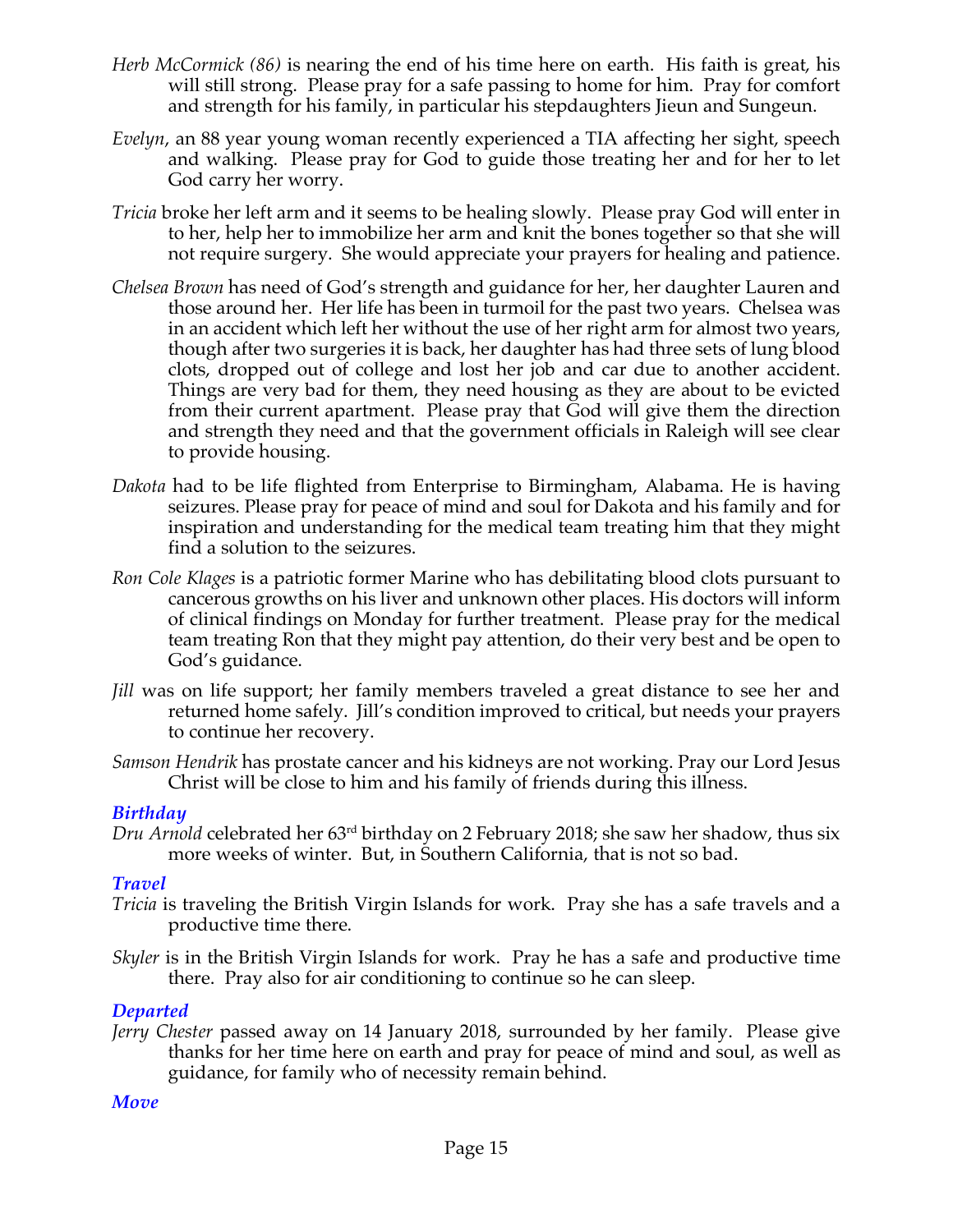*Herb McCormick (86)* is nearing the end of his time here on earth. His faith is great, his will still strong. Please pray for a safe passing to home for him. Pray for comfort and strength for his family, in particular his stepdaughters Jieun and Sungeun.

*Evelyn*, an 88 year young woman recently experienced a TIA affecting her sight, speech and walking. Please pray for God to guide those treating her and for her to let God carry her worry.

*Tricia* broke her left arm and it seems to be healing slowly. Please pray God will enter in to her, help her to immobilize her arm and knit the bones together so that she will not require surgery. She would appreciate your prayers for healing and patience.

*Chelsea Brown* has need of God's strength and guidance for her, her daughter Lauren and those around her. Her life has been in turmoil for the past two years. Chelsea was in an accident which left her without the use of her right arm for almost two years, though after two surgeries it is back, her daughter has had three sets of lung blood clots, dropped out of college and lost her job and car due to another accident. Things are very bad for them, they need housing as they are about to be evicted from their current apartment. Please pray that God will give them the direction and strength they need and that the government officials in Raleigh will see clear to provide housing.

*Dakota* had to be life flighted from Enterprise to Birmingham, Alabama. He is having seizures. Please pray for peace of mind and soul for Dakota and his family and for inspiration and understanding for the medical team treating him that they might find a solution to the seizures.

*Ron Cole Klages* is a patriotic former Marine who has debilitating blood clots pursuant to cancerous growths on his liver and unknown other places. His doctors will inform of clinical findings on Monday for further treatment. Please pray for the medical team treating Ron that they might pay attention, do their very best and be open to God's guidance.

*Jill* was on life support; her family members traveled a great distance to see her and returned home safely. Jill's condition improved to critical, but needs your prayers to continue her recovery.

*Samson Hendrik* has prostate cancer and his kidneys are not working. Pray our Lord Jesus Christ will be close to him and his family of friends during this illness.

### *Birthday*

*Dru Arnold* celebrated her 63rd birthday on 2 February 2018; she saw her shadow, thus six more weeks of winter. But, in Southern California, that is not so bad.

### *Travel*

*Tricia* is traveling the British Virgin Islands for work. Pray she has a safe travels and a productive time there.

*Skyler* is in the British Virgin Islands for work. Pray he has a safe and productive time there. Pray also for air conditioning to continue so he can sleep.

### *Departed*

*Jerry Chester* passed away on 14 January 2018, surrounded by her family. Please give thanks for her time here on earth and pray for peace of mind and soul, as well as guidance, for family who of necessity remain behind.

### *Move*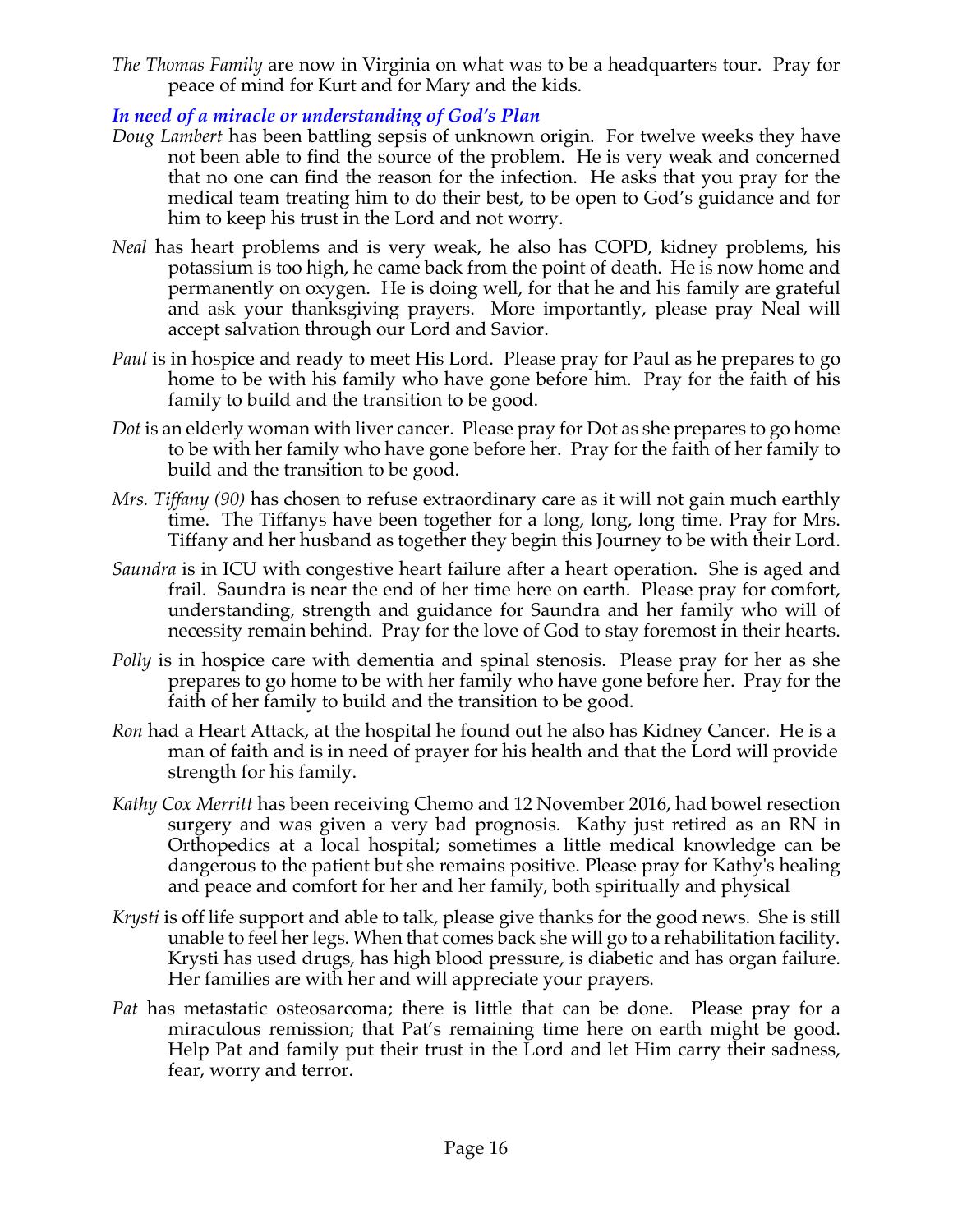*The Thomas Family* are now in Virginia on what was to be a headquarters tour. Pray for peace of mind for Kurt and for Mary and the kids.

### *In need of a miracle or understanding of God's Plan*

*Doug Lambert* has been battling sepsis of unknown origin. For twelve weeks they have not been able to find the source of the problem. He is very weak and concerned that no one can find the reason for the infection. He asks that you pray for the medical team treating him to do their best, to be open to God's guidance and for him to keep his trust in the Lord and not worry.

*Neal* has heart problems and is very weak, he also has COPD, kidney problems, his potassium is too high, he came back from the point of death. He is now home and permanently on oxygen. He is doing well, for that he and his family are grateful and ask your thanksgiving prayers. More importantly, please pray Neal will accept salvation through our Lord and Savior.

*Paul* is in hospice and ready to meet His Lord. Please pray for Paul as he prepares to go home to be with his family who have gone before him. Pray for the faith of his family to build and the transition to be good.

*Dot* is an elderly woman with liver cancer. Please pray for Dot as she prepares to go home to be with her family who have gone before her. Pray for the faith of her family to build and the transition to be good.

*Mrs. Tiffany (90)* has chosen to refuse extraordinary care as it will not gain much earthly time. The Tiffanys have been together for a long, long, long time. Pray for Mrs. Tiffany and her husband as together they begin this Journey to be with their Lord.

*Saundra* is in ICU with congestive heart failure after a heart operation. She is aged and frail. Saundra is near the end of her time here on earth. Please pray for comfort, understanding, strength and guidance for Saundra and her family who will of necessity remain behind. Pray for the love of God to stay foremost in their hearts.

*Polly* is in hospice care with dementia and spinal stenosis. Please pray for her as she prepares to go home to be with her family who have gone before her. Pray for the faith of her family to build and the transition to be good.

*Ron* had a Heart Attack, at the hospital he found out he also has Kidney Cancer. He is a man of faith and is in need of prayer for his health and that the Lord will provide strength for his family.

*Kathy Cox Merritt* has been receiving Chemo and 12 November 2016, had bowel resection surgery and was given a very bad prognosis. Kathy just retired as an RN in Orthopedics at a local hospital; sometimes a little medical knowledge can be dangerous to the patient but she remains positive. Please pray for Kathy's healing and peace and comfort for her and her family, both spiritually and physical

*Krysti* is off life support and able to talk, please give thanks for the good news. She is still unable to feel her legs. When that comes back she will go to a rehabilitation facility. Krysti has used drugs, has high blood pressure, is diabetic and has organ failure. Her families are with her and will appreciate your prayers.

*Pat* has metastatic osteosarcoma; there is little that can be done. Please pray for a miraculous remission; that Pat's remaining time here on earth might be good. Help Pat and family put their trust in the Lord and let Him carry their sadness, fear, worry and terror.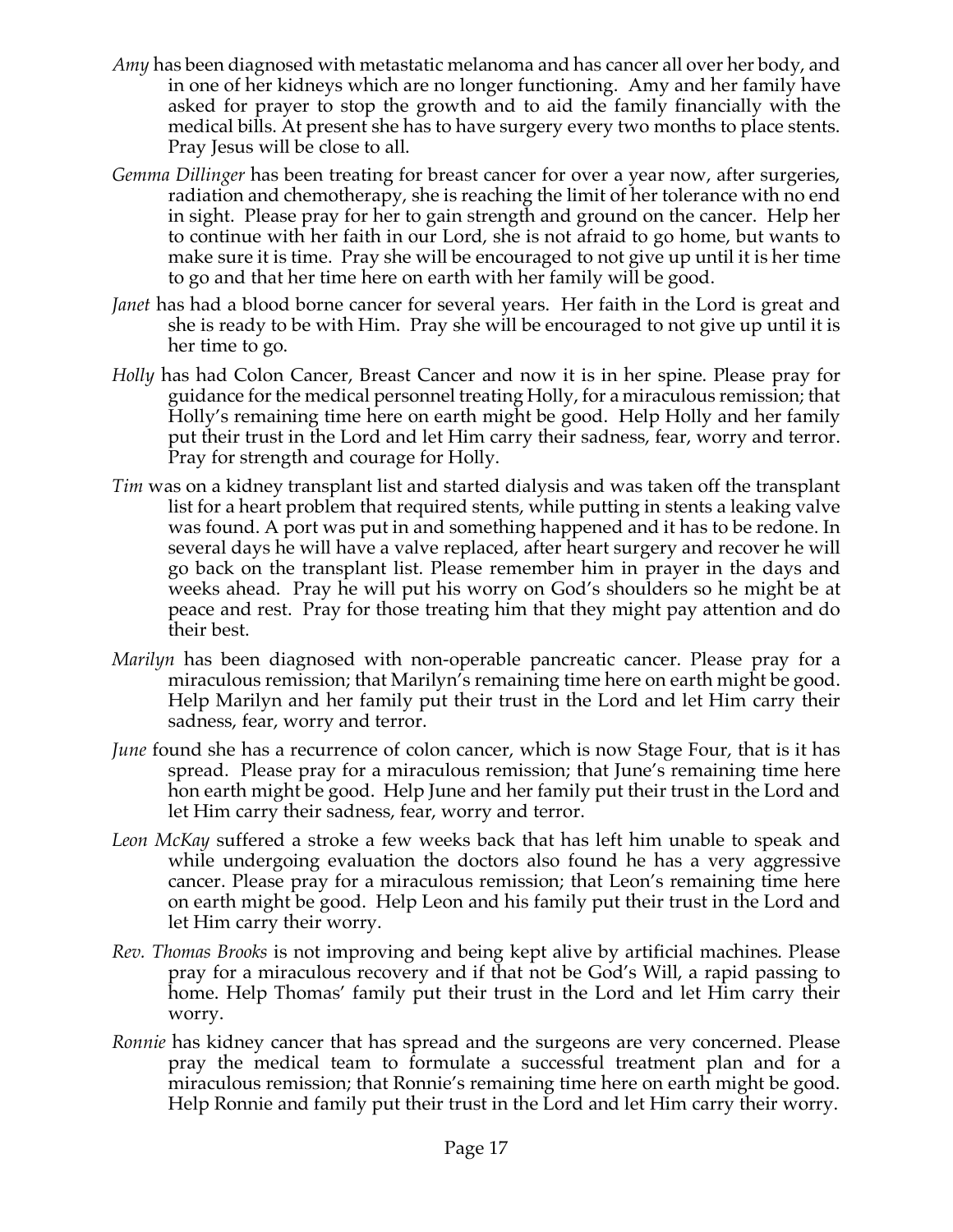*Amy* has been diagnosed with metastatic melanoma and has cancer all over her body, and in one of her kidneys which are no longer functioning. Amy and her family have asked for prayer to stop the growth and to aid the family financially with the medical bills. At present she has to have surgery every two months to place stents. Pray Jesus will be close to all.

*Gemma Dillinger* has been treating for breast cancer for over a year now, after surgeries, radiation and chemotherapy, she is reaching the limit of her tolerance with no end in sight. Please pray for her to gain strength and ground on the cancer. Help her to continue with her faith in our Lord, she is not afraid to go home, but wants to make sure it is time. Pray she will be encouraged to not give up until it is her time to go and that her time here on earth with her family will be good.

*Janet* has had a blood borne cancer for several years. Her faith in the Lord is great and she is ready to be with Him. Pray she will be encouraged to not give up until it is her time to go.

*Holly* has had Colon Cancer, Breast Cancer and now it is in her spine. Please pray for guidance for the medical personnel treating Holly, for a miraculous remission; that Holly's remaining time here on earth might be good. Help Holly and her family put their trust in the Lord and let Him carry their sadness, fear, worry and terror. Pray for strength and courage for Holly.

*Tim* was on a kidney transplant list and started dialysis and was taken off the transplant list for a heart problem that required stents, while putting in stents a leaking valve was found. A port was put in and something happened and it has to be redone. In several days he will have a valve replaced, after heart surgery and recover he will go back on the transplant list. Please remember him in prayer in the days and weeks ahead. Pray he will put his worry on God's shoulders so he might be at peace and rest. Pray for those treating him that they might pay attention and do their best.

*Marilyn* has been diagnosed with non-operable pancreatic cancer. Please pray for a miraculous remission; that Marilyn's remaining time here on earth might be good. Help Marilyn and her family put their trust in the Lord and let Him carry their sadness, fear, worry and terror.

*June* found she has a recurrence of colon cancer, which is now Stage Four, that is it has spread. Please pray for a miraculous remission; that June's remaining time here hon earth might be good. Help June and her family put their trust in the Lord and let Him carry their sadness, fear, worry and terror.

*Leon McKay* suffered a stroke a few weeks back that has left him unable to speak and while undergoing evaluation the doctors also found he has a very aggressive cancer. Please pray for a miraculous remission; that Leon's remaining time here on earth might be good. Help Leon and his family put their trust in the Lord and let Him carry their worry.

*Rev. Thomas Brooks* is not improving and being kept alive by artificial machines. Please pray for a miraculous recovery and if that not be God's Will, a rapid passing to home. Help Thomas' family put their trust in the Lord and let Him carry their worry.

*Ronnie* has kidney cancer that has spread and the surgeons are very concerned. Please pray the medical team to formulate a successful treatment plan and for a miraculous remission; that Ronnie's remaining time here on earth might be good. Help Ronnie and family put their trust in the Lord and let Him carry their worry.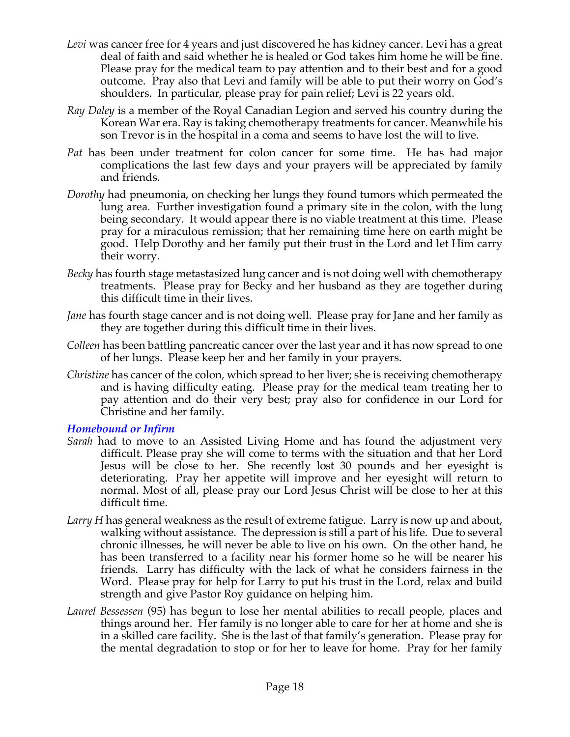*Levi* was cancer free for 4 years and just discovered he has kidney cancer. Levi has a great deal of faith and said whether he is healed or God takes him home he will be fine. Please pray for the medical team to pay attention and to their best and for a good outcome. Pray also that Levi and family will be able to put their worry on God's shoulders. In particular, please pray for pain relief; Levi is 22 years old.

*Ray Daley* is a member of the Royal Canadian Legion and served his country during the Korean War era. Ray is taking chemotherapy treatments for cancer. Meanwhile his son Trevor is in the hospital in a coma and seems to have lost the will to live.

*Pat* has been under treatment for colon cancer for some time. He has had major complications the last few days and your prayers will be appreciated by family and friends.

*Dorothy* had pneumonia, on checking her lungs they found tumors which permeated the lung area. Further investigation found a primary site in the colon, with the lung being secondary. It would appear there is no viable treatment at this time. Please pray for a miraculous remission; that her remaining time here on earth might be good. Help Dorothy and her family put their trust in the Lord and let Him carry their worry.

*Becky* has fourth stage metastasized lung cancer and is not doing well with chemotherapy treatments. Please pray for Becky and her husband as they are together during this difficult time in their lives.

*Jane* has fourth stage cancer and is not doing well. Please pray for Jane and her family as they are together during this difficult time in their lives.

*Colleen* has been battling pancreatic cancer over the last year and it has now spread to one of her lungs. Please keep her and her family in your prayers.

*Christine* has cancer of the colon, which spread to her liver; she is receiving chemotherapy and is having difficulty eating. Please pray for the medical team treating her to pay attention and do their very best; pray also for confidence in our Lord for Christine and her family.

### *Homebound or Infirm*

*Sarah* had to move to an Assisted Living Home and has found the adjustment very difficult. Please pray she will come to terms with the situation and that her Lord Jesus will be close to her. She recently lost 30 pounds and her eyesight is deteriorating. Pray her appetite will improve and her eyesight will return to normal. Most of all, please pray our Lord Jesus Christ will be close to her at this difficult time.

*Larry H* has general weakness as the result of extreme fatigue. Larry is now up and about, walking without assistance. The depression is still a part of his life. Due to several chronic illnesses, he will never be able to live on his own. On the other hand, he has been transferred to a facility near his former home so he will be nearer his friends. Larry has difficulty with the lack of what he considers fairness in the Word. Please pray for help for Larry to put his trust in the Lord, relax and build strength and give Pastor Roy guidance on helping him.

*Laurel Bessessen* (95) has begun to lose her mental abilities to recall people, places and things around her. Her family is no longer able to care for her at home and she is in a skilled care facility. She is the last of that family's generation. Please pray for the mental degradation to stop or for her to leave for home. Pray for her family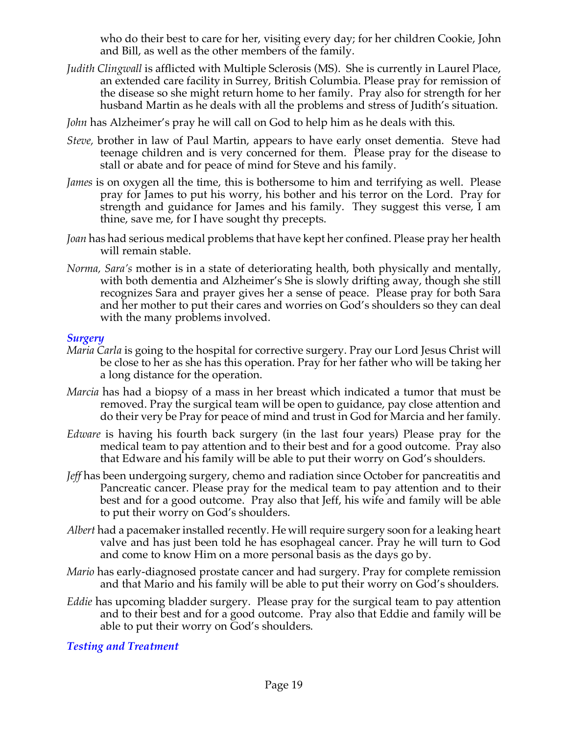who do their best to care for her, visiting every day; for her children Cookie, John and Bill, as well as the other members of the family.

*Judith Clingwall* is afflicted with Multiple Sclerosis (MS). She is currently in Laurel Place, an extended care facility in Surrey, British Columbia. Please pray for remission of the disease so she might return home to her family. Pray also for strength for her husband Martin as he deals with all the problems and stress of Judith's situation.

*John* has Alzheimer's pray he will call on God to help him as he deals with this.

*Steve,* brother in law of Paul Martin, appears to have early onset dementia. Steve had teenage children and is very concerned for them. Please pray for the disease to stall or abate and for peace of mind for Steve and his family.

*James* is on oxygen all the time, this is bothersome to him and terrifying as well. Please pray for James to put his worry, his bother and his terror on the Lord. Pray for strength and guidance for James and his family. They suggest this verse, I am thine, save me, for I have sought thy precepts.

*Joan* has had serious medical problems that have kept her confined. Please pray her health will remain stable.

*Norma, Sara's* mother is in a state of deteriorating health, both physically and mentally, with both dementia and Alzheimer's She is slowly drifting away, though she still recognizes Sara and prayer gives her a sense of peace. Please pray for both Sara and her mother to put their cares and worries on God's shoulders so they can deal with the many problems involved.

### *Surgery*

*Maria Carla* is going to the hospital for corrective surgery. Pray our Lord Jesus Christ will be close to her as she has this operation. Pray for her father who will be taking her a long distance for the operation.

*Marcia* has had a biopsy of a mass in her breast which indicated a tumor that must be removed. Pray the surgical team will be open to guidance, pay close attention and do their very be Pray for peace of mind and trust in God for Marcia and her family.

*Edware* is having his fourth back surgery (in the last four years) Please pray for the medical team to pay attention and to their best and for a good outcome. Pray also that Edware and his family will be able to put their worry on God's shoulders.

*Jeff* has been undergoing surgery, chemo and radiation since October for pancreatitis and Pancreatic cancer. Please pray for the medical team to pay attention and to their best and for a good outcome. Pray also that Jeff, his wife and family will be able to put their worry on God's shoulders.

*Albert* had a pacemaker installed recently. He will require surgery soon for a leaking heart valve and has just been told he has esophageal cancer. Pray he will turn to God and come to know Him on a more personal basis as the days go by.

*Mario* has early-diagnosed prostate cancer and had surgery. Pray for complete remission and that Mario and his family will be able to put their worry on God's shoulders.

*Eddie* has upcoming bladder surgery. Please pray for the surgical team to pay attention and to their best and for a good outcome. Pray also that Eddie and family will be able to put their worry on God's shoulders.

### *Testing and Treatment*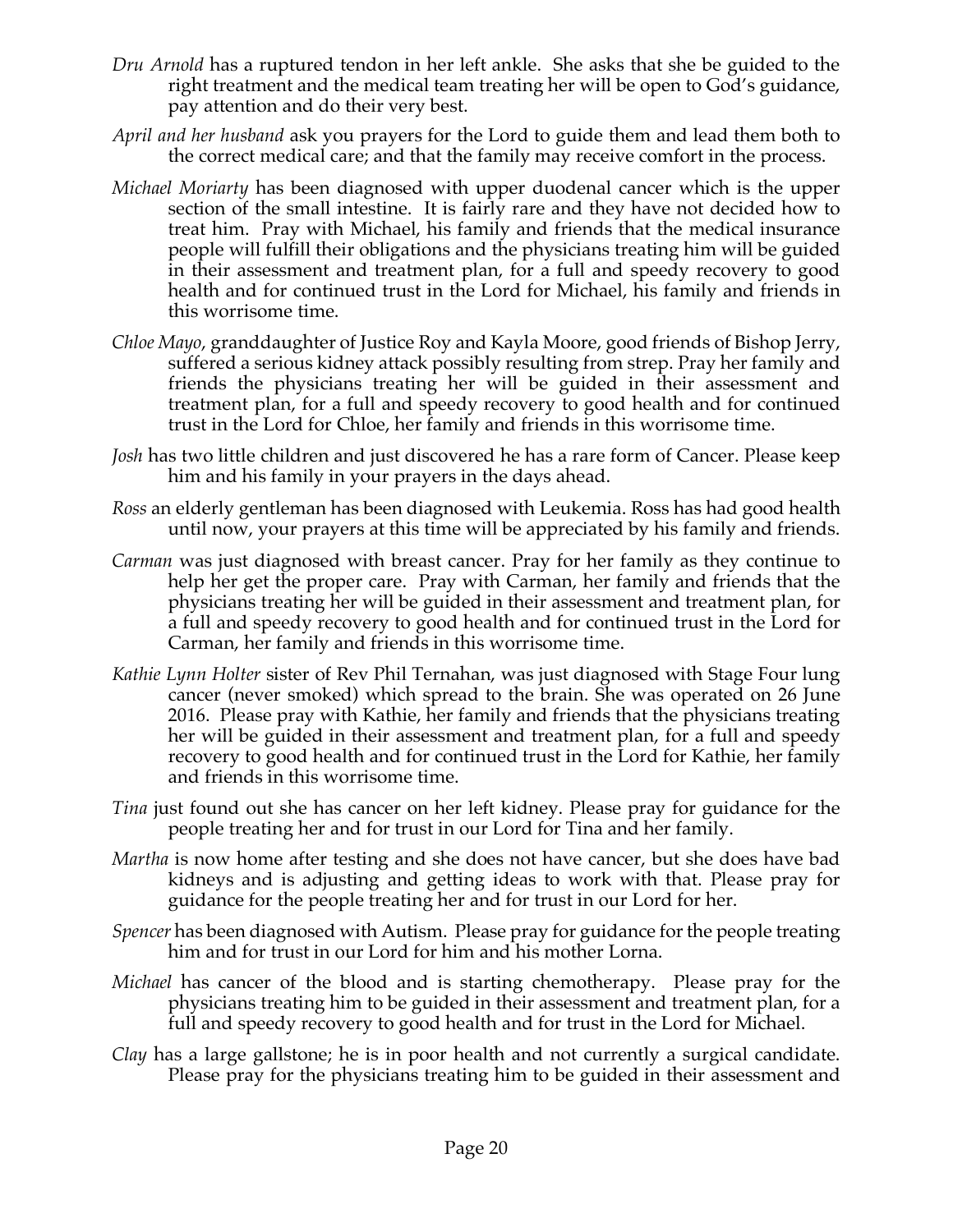*Dru Arnold* has a ruptured tendon in her left ankle. She asks that she be guided to the right treatment and the medical team treating her will be open to God's guidance, pay attention and do their very best.

*April and her husband* ask you prayers for the Lord to guide them and lead them both to the correct medical care; and that the family may receive comfort in the process.

*Michael Moriarty* has been diagnosed with upper duodenal cancer which is the upper section of the small intestine. It is fairly rare and they have not decided how to treat him. Pray with Michael, his family and friends that the medical insurance people will fulfill their obligations and the physicians treating him will be guided in their assessment and treatment plan, for a full and speedy recovery to good health and for continued trust in the Lord for Michael, his family and friends in this worrisome time.

*Chloe Mayo*, granddaughter of Justice Roy and Kayla Moore, good friends of Bishop Jerry, suffered a serious kidney attack possibly resulting from strep. Pray her family and friends the physicians treating her will be guided in their assessment and treatment plan, for a full and speedy recovery to good health and for continued trust in the Lord for Chloe, her family and friends in this worrisome time.

*Josh* has two little children and just discovered he has a rare form of Cancer. Please keep him and his family in your prayers in the days ahead.

*Ross* an elderly gentleman has been diagnosed with Leukemia. Ross has had good health until now, your prayers at this time will be appreciated by his family and friends.

*Carman* was just diagnosed with breast cancer. Pray for her family as they continue to help her get the proper care. Pray with Carman, her family and friends that the physicians treating her will be guided in their assessment and treatment plan, for a full and speedy recovery to good health and for continued trust in the Lord for Carman, her family and friends in this worrisome time.

*Kathie Lynn Holter* sister of Rev Phil Ternahan, was just diagnosed with Stage Four lung cancer (never smoked) which spread to the brain. She was operated on 26 June 2016. Please pray with Kathie, her family and friends that the physicians treating her will be guided in their assessment and treatment plan, for a full and speedy recovery to good health and for continued trust in the Lord for Kathie, her family and friends in this worrisome time.

*Tina* just found out she has cancer on her left kidney. Please pray for guidance for the people treating her and for trust in our Lord for Tina and her family.

*Martha* is now home after testing and she does not have cancer, but she does have bad kidneys and is adjusting and getting ideas to work with that. Please pray for guidance for the people treating her and for trust in our Lord for her.

*Spencer* has been diagnosed with Autism. Please pray for guidance for the people treating him and for trust in our Lord for him and his mother Lorna.

*Michael* has cancer of the blood and is starting chemotherapy. Please pray for the physicians treating him to be guided in their assessment and treatment plan, for a full and speedy recovery to good health and for trust in the Lord for Michael.

*Clay* has a large gallstone; he is in poor health and not currently a surgical candidate. Please pray for the physicians treating him to be guided in their assessment and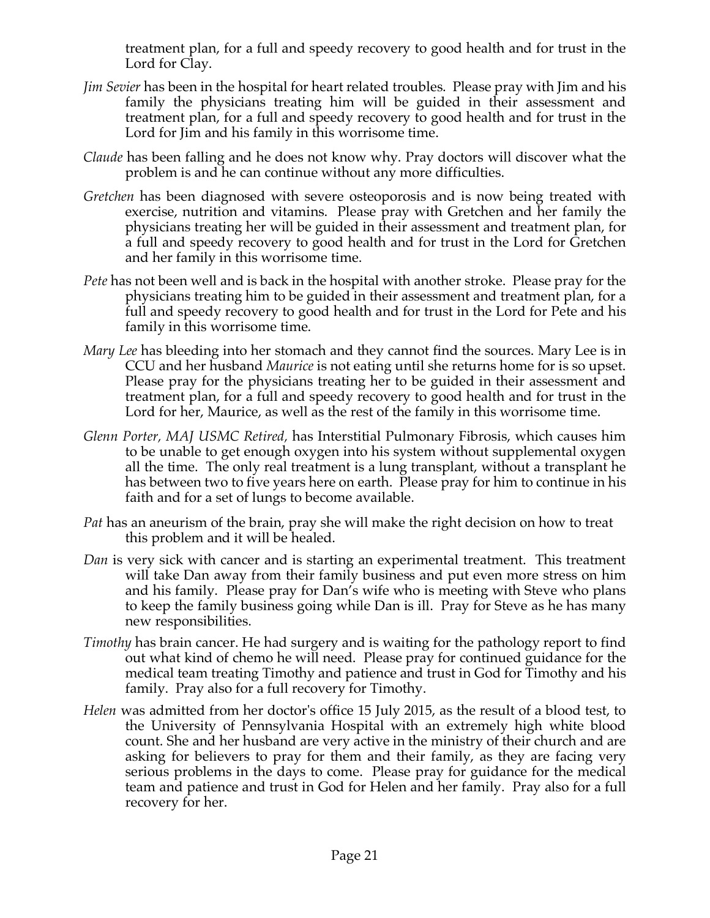treatment plan, for a full and speedy recovery to good health and for trust in the Lord for Clay.

*Jim Sevier* has been in the hospital for heart related troubles. Please pray with Jim and his family the physicians treating him will be guided in their assessment and treatment plan, for a full and speedy recovery to good health and for trust in the Lord for Jim and his family in this worrisome time.

*Claude* has been falling and he does not know why. Pray doctors will discover what the problem is and he can continue without any more difficulties.

*Gretchen* has been diagnosed with severe osteoporosis and is now being treated with exercise, nutrition and vitamins. Please pray with Gretchen and her family the physicians treating her will be guided in their assessment and treatment plan, for a full and speedy recovery to good health and for trust in the Lord for Gretchen and her family in this worrisome time.

*Pete* has not been well and is back in the hospital with another stroke. Please pray for the physicians treating him to be guided in their assessment and treatment plan, for a full and speedy recovery to good health and for trust in the Lord for Pete and his family in this worrisome time.

*Mary Lee* has bleeding into her stomach and they cannot find the sources. Mary Lee is in CCU and her husband *Maurice* is not eating until she returns home for is so upset. Please pray for the physicians treating her to be guided in their assessment and treatment plan, for a full and speedy recovery to good health and for trust in the Lord for her, Maurice, as well as the rest of the family in this worrisome time.

*Glenn Porter, MAJ USMC Retired,* has Interstitial Pulmonary Fibrosis, which causes him to be unable to get enough oxygen into his system without supplemental oxygen all the time. The only real treatment is a lung transplant, without a transplant he has between two to five years here on earth. Please pray for him to continue in his faith and for a set of lungs to become available.

*Pat* has an aneurism of the brain, pray she will make the right decision on how to treat this problem and it will be healed.

*Dan* is very sick with cancer and is starting an experimental treatment. This treatment will take Dan away from their family business and put even more stress on him and his family. Please pray for Dan's wife who is meeting with Steve who plans to keep the family business going while Dan is ill. Pray for Steve as he has many new responsibilities.

*Timothy* has brain cancer. He had surgery and is waiting for the pathology report to find out what kind of chemo he will need. Please pray for continued guidance for the medical team treating Timothy and patience and trust in God for Timothy and his family. Pray also for a full recovery for Timothy.

*Helen* was admitted from her doctor's office 15 July 2015, as the result of a blood test, to the University of Pennsylvania Hospital with an extremely high white blood count. She and her husband are very active in the ministry of their church and are asking for believers to pray for them and their family, as they are facing very serious problems in the days to come. Please pray for guidance for the medical team and patience and trust in God for Helen and her family. Pray also for a full recovery for her.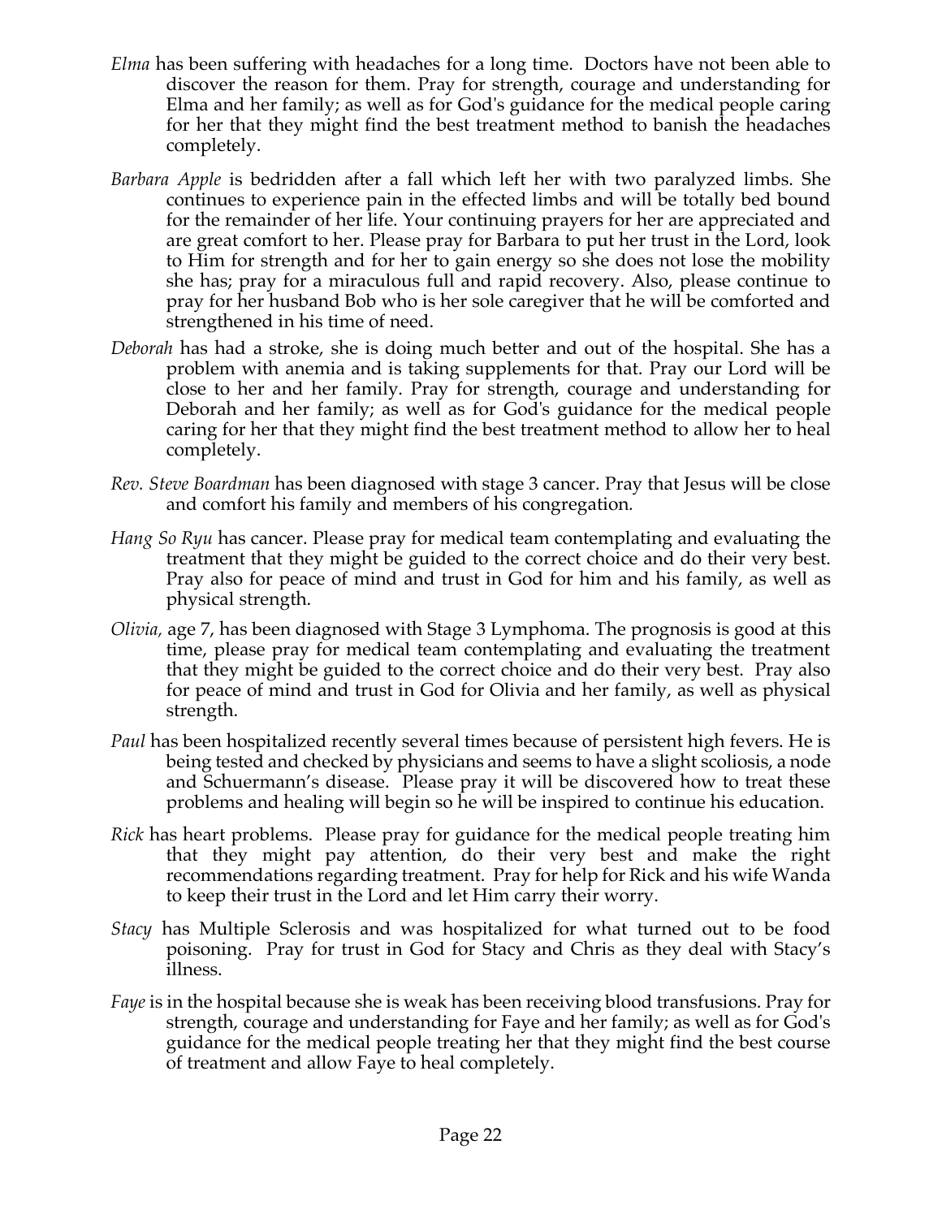*Elma* has been suffering with headaches for a long time. Doctors have not been able to discover the reason for them. Pray for strength, courage and understanding for Elma and her family; as well as for God's guidance for the medical people caring for her that they might find the best treatment method to banish the headaches completely.

*Barbara Apple* is bedridden after a fall which left her with two paralyzed limbs. She continues to experience pain in the effected limbs and will be totally bed bound for the remainder of her life. Your continuing prayers for her are appreciated and are great comfort to her. Please pray for Barbara to put her trust in the Lord, look to Him for strength and for her to gain energy so she does not lose the mobility she has; pray for a miraculous full and rapid recovery. Also, please continue to pray for her husband Bob who is her sole caregiver that he will be comforted and strengthened in his time of need.

*Deborah* has had a stroke, she is doing much better and out of the hospital. She has a problem with anemia and is taking supplements for that. Pray our Lord will be close to her and her family. Pray for strength, courage and understanding for Deborah and her family; as well as for God's guidance for the medical people caring for her that they might find the best treatment method to allow her to heal completely.

*Rev. Steve Boardman* has been diagnosed with stage 3 cancer. Pray that Jesus will be close and comfort his family and members of his congregation.

*Hang So Ryu* has cancer. Please pray for medical team contemplating and evaluating the treatment that they might be guided to the correct choice and do their very best. Pray also for peace of mind and trust in God for him and his family, as well as physical strength.

*Olivia,* age 7, has been diagnosed with Stage 3 Lymphoma. The prognosis is good at this time, please pray for medical team contemplating and evaluating the treatment that they might be guided to the correct choice and do their very best. Pray also for peace of mind and trust in God for Olivia and her family, as well as physical strength.

*Paul* has been hospitalized recently several times because of persistent high fevers. He is being tested and checked by physicians and seems to have a slight scoliosis, a node and Schuermann's disease. Please pray it will be discovered how to treat these problems and healing will begin so he will be inspired to continue his education.

*Rick* has heart problems. Please pray for guidance for the medical people treating him that they might pay attention, do their very best and make the right recommendations regarding treatment. Pray for help for Rick and his wife Wanda to keep their trust in the Lord and let Him carry their worry.

*Stacy* has Multiple Sclerosis and was hospitalized for what turned out to be food poisoning. Pray for trust in God for Stacy and Chris as they deal with Stacy's illness.

*Faye* is in the hospital because she is weak has been receiving blood transfusions. Pray for strength, courage and understanding for Faye and her family; as well as for God's guidance for the medical people treating her that they might find the best course of treatment and allow Faye to heal completely.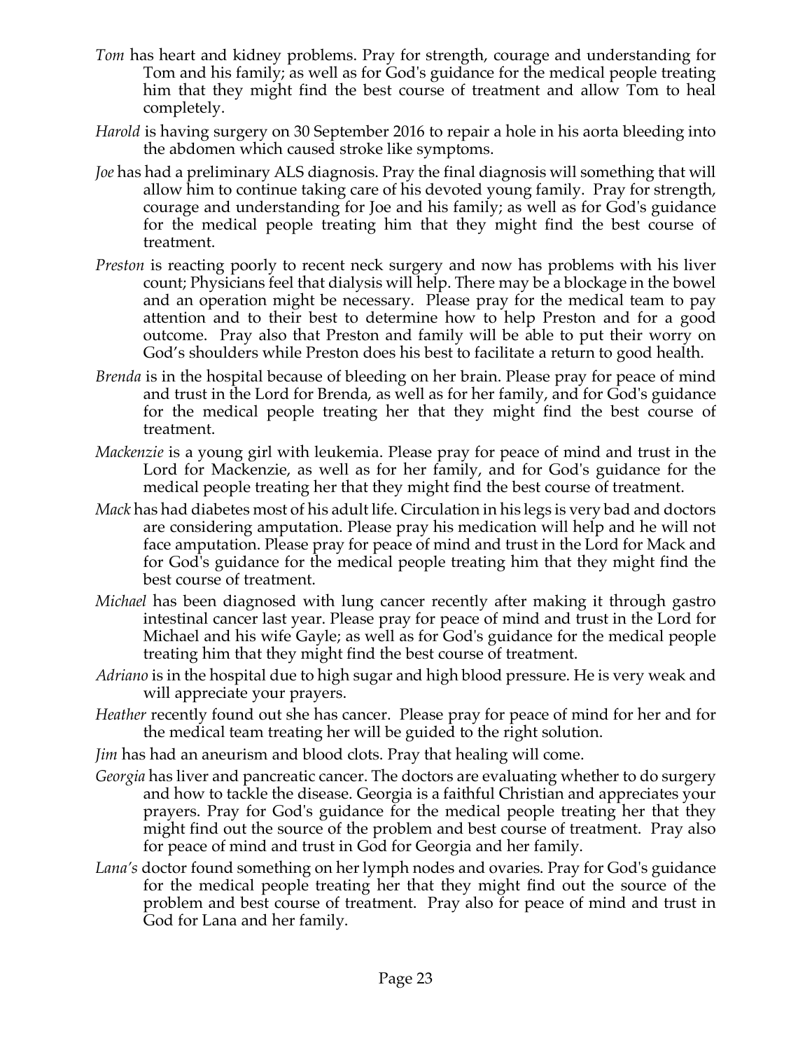*Tom* has heart and kidney problems. Pray for strength, courage and understanding for Tom and his family; as well as for God's guidance for the medical people treating him that they might find the best course of treatment and allow Tom to heal completely.

*Harold* is having surgery on 30 September 2016 to repair a hole in his aorta bleeding into the abdomen which caused stroke like symptoms.

*Joe* has had a preliminary ALS diagnosis. Pray the final diagnosis will something that will allow him to continue taking care of his devoted young family. Pray for strength, courage and understanding for Joe and his family; as well as for God's guidance for the medical people treating him that they might find the best course of treatment.

*Preston* is reacting poorly to recent neck surgery and now has problems with his liver count; Physicians feel that dialysis will help. There may be a blockage in the bowel and an operation might be necessary. Please pray for the medical team to pay attention and to their best to determine how to help Preston and for a good outcome. Pray also that Preston and family will be able to put their worry on God's shoulders while Preston does his best to facilitate a return to good health.

*Brenda* is in the hospital because of bleeding on her brain. Please pray for peace of mind and trust in the Lord for Brenda, as well as for her family, and for God's guidance for the medical people treating her that they might find the best course of treatment.

*Mackenzie* is a young girl with leukemia. Please pray for peace of mind and trust in the Lord for Mackenzie, as well as for her family, and for God's guidance for the medical people treating her that they might find the best course of treatment.

*Mack* has had diabetes most of his adult life. Circulation in his legs is very bad and doctors are considering amputation. Please pray his medication will help and he will not face amputation. Please pray for peace of mind and trust in the Lord for Mack and for God's guidance for the medical people treating him that they might find the best course of treatment.

*Michael* has been diagnosed with lung cancer recently after making it through gastro intestinal cancer last year. Please pray for peace of mind and trust in the Lord for Michael and his wife Gayle; as well as for God's guidance for the medical people treating him that they might find the best course of treatment.

*Adriano* is in the hospital due to high sugar and high blood pressure. He is very weak and will appreciate your prayers.

*Heather* recently found out she has cancer. Please pray for peace of mind for her and for the medical team treating her will be guided to the right solution.

*Jim* has had an aneurism and blood clots. Pray that healing will come.

*Georgia* has liver and pancreatic cancer. The doctors are evaluating whether to do surgery and how to tackle the disease. Georgia is a faithful Christian and appreciates your prayers. Pray for God's guidance for the medical people treating her that they might find out the source of the problem and best course of treatment. Pray also for peace of mind and trust in God for Georgia and her family.

*Lana's* doctor found something on her lymph nodes and ovaries. Pray for God's guidance for the medical people treating her that they might find out the source of the problem and best course of treatment. Pray also for peace of mind and trust in God for Lana and her family.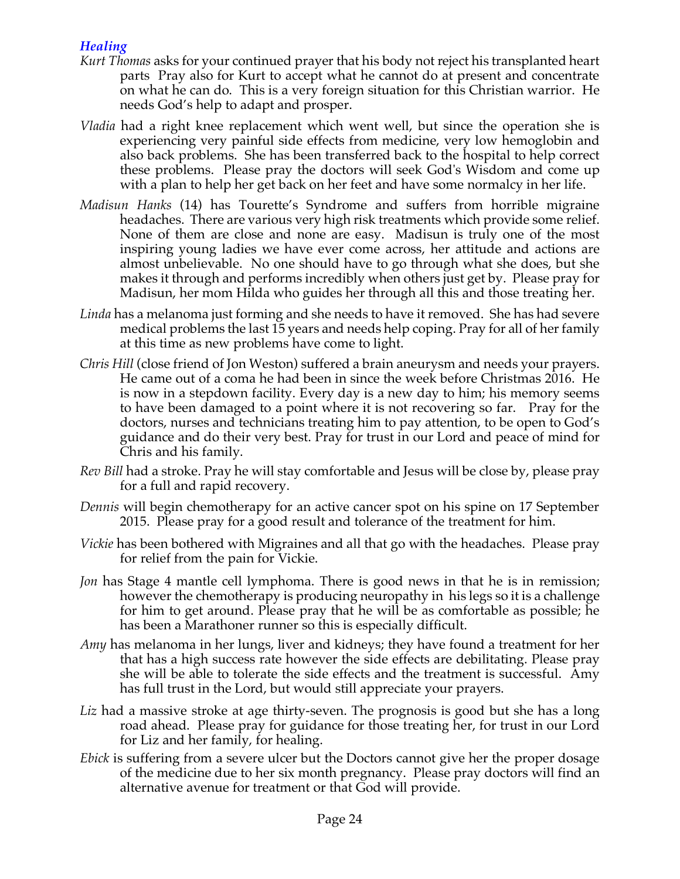### *Healing*

*Kurt Thomas* asks for your continued prayer that his body not reject his transplanted heart parts Pray also for Kurt to accept what he cannot do at present and concentrate on what he can do. This is a very foreign situation for this Christian warrior. He needs God's help to adapt and prosper.

*Vladia* had a right knee replacement which went well, but since the operation she is experiencing very painful side effects from medicine, very low hemoglobin and also back problems. She has been transferred back to the hospital to help correct these problems. Please pray the doctors will seek God's Wisdom and come up with a plan to help her get back on her feet and have some normalcy in her life.

*Madisun Hanks* (14) has Tourette's Syndrome and suffers from horrible migraine headaches. There are various very high risk treatments which provide some relief. None of them are close and none are easy. Madisun is truly one of the most inspiring young ladies we have ever come across, her attitude and actions are almost unbelievable. No one should have to go through what she does, but she makes it through and performs incredibly when others just get by. Please pray for Madisun, her mom Hilda who guides her through all this and those treating her.

*Linda* has a melanoma just forming and she needs to have it removed. She has had severe medical problems the last 15 years and needs help coping. Pray for all of her family at this time as new problems have come to light.

*Chris Hill* (close friend of Jon Weston) suffered a brain aneurysm and needs your prayers. He came out of a coma he had been in since the week before Christmas 2016. He is now in a stepdown facility. Every day is a new day to him; his memory seems to have been damaged to a point where it is not recovering so far. Pray for the doctors, nurses and technicians treating him to pay attention, to be open to God's guidance and do their very best. Pray for trust in our Lord and peace of mind for Chris and his family.

*Rev Bill* had a stroke. Pray he will stay comfortable and Jesus will be close by, please pray for a full and rapid recovery.

*Dennis* will begin chemotherapy for an active cancer spot on his spine on 17 September 2015. Please pray for a good result and tolerance of the treatment for him.

*Vickie* has been bothered with Migraines and all that go with the headaches. Please pray for relief from the pain for Vickie.

*Jon* has Stage 4 mantle cell lymphoma. There is good news in that he is in remission; however the chemotherapy is producing neuropathy in his legs so it is a challenge for him to get around. Please pray that he will be as comfortable as possible; he has been a Marathoner runner so this is especially difficult.

*Amy* has melanoma in her lungs, liver and kidneys; they have found a treatment for her that has a high success rate however the side effects are debilitating. Please pray she will be able to tolerate the side effects and the treatment is successful. Amy has full trust in the Lord, but would still appreciate your prayers.

*Liz* had a massive stroke at age thirty-seven. The prognosis is good but she has a long road ahead. Please pray for guidance for those treating her, for trust in our Lord for Liz and her family, for healing.

*Ebick* is suffering from a severe ulcer but the Doctors cannot give her the proper dosage of the medicine due to her six month pregnancy. Please pray doctors will find an alternative avenue for treatment or that God will provide.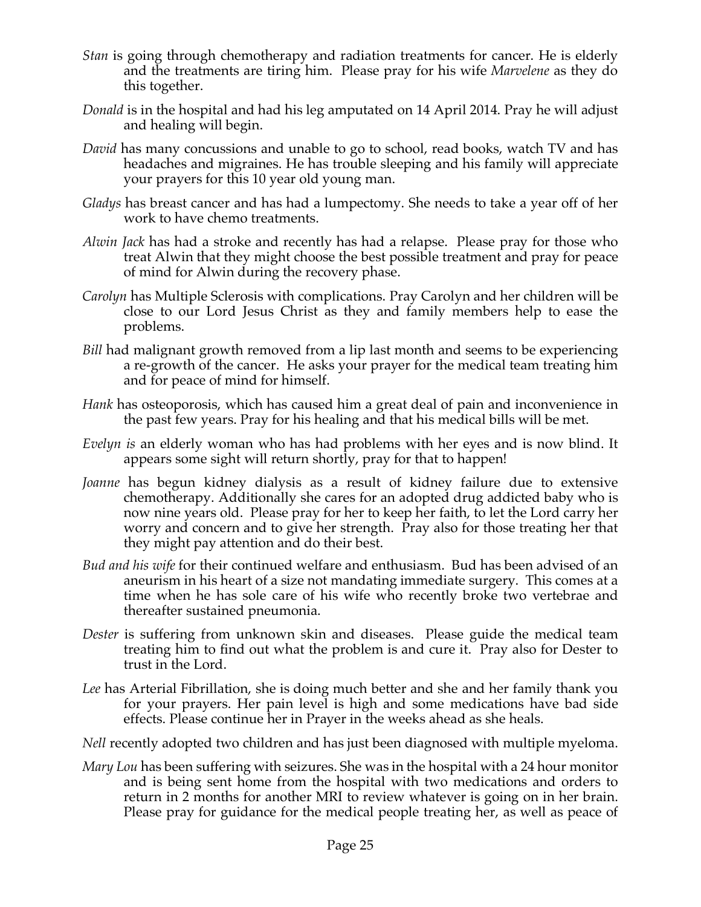*Stan* is going through chemotherapy and radiation treatments for cancer. He is elderly and the treatments are tiring him. Please pray for his wife *Marvelene* as they do this together.

*Donald* is in the hospital and had his leg amputated on 14 April 2014. Pray he will adjust and healing will begin.

*David* has many concussions and unable to go to school, read books, watch TV and has headaches and migraines. He has trouble sleeping and his family will appreciate your prayers for this 10 year old young man.

*Gladys* has breast cancer and has had a lumpectomy. She needs to take a year off of her work to have chemo treatments.

*Alwin Jack* has had a stroke and recently has had a relapse. Please pray for those who treat Alwin that they might choose the best possible treatment and pray for peace of mind for Alwin during the recovery phase.

*Carolyn* has Multiple Sclerosis with complications. Pray Carolyn and her children will be close to our Lord Jesus Christ as they and family members help to ease the problems.

*Bill* had malignant growth removed from a lip last month and seems to be experiencing a re-growth of the cancer. He asks your prayer for the medical team treating him and for peace of mind for himself.

*Hank* has osteoporosis, which has caused him a great deal of pain and inconvenience in the past few years. Pray for his healing and that his medical bills will be met.

*Evelyn is* an elderly woman who has had problems with her eyes and is now blind. It appears some sight will return shortly, pray for that to happen!

*Joanne* has begun kidney dialysis as a result of kidney failure due to extensive chemotherapy. Additionally she cares for an adopted drug addicted baby who is now nine years old. Please pray for her to keep her faith, to let the Lord carry her worry and concern and to give her strength. Pray also for those treating her that they might pay attention and do their best.

*Bud and his wife* for their continued welfare and enthusiasm. Bud has been advised of an aneurism in his heart of a size not mandating immediate surgery. This comes at a time when he has sole care of his wife who recently broke two vertebrae and thereafter sustained pneumonia.

*Dester* is suffering from unknown skin and diseases. Please guide the medical team treating him to find out what the problem is and cure it. Pray also for Dester to trust in the Lord.

*Lee* has Arterial Fibrillation, she is doing much better and she and her family thank you for your prayers. Her pain level is high and some medications have bad side effects. Please continue her in Prayer in the weeks ahead as she heals.

*Nell* recently adopted two children and has just been diagnosed with multiple myeloma.

*Mary Lou* has been suffering with seizures. She was in the hospital with a 24 hour monitor and is being sent home from the hospital with two medications and orders to return in 2 months for another MRI to review whatever is going on in her brain. Please pray for guidance for the medical people treating her, as well as peace of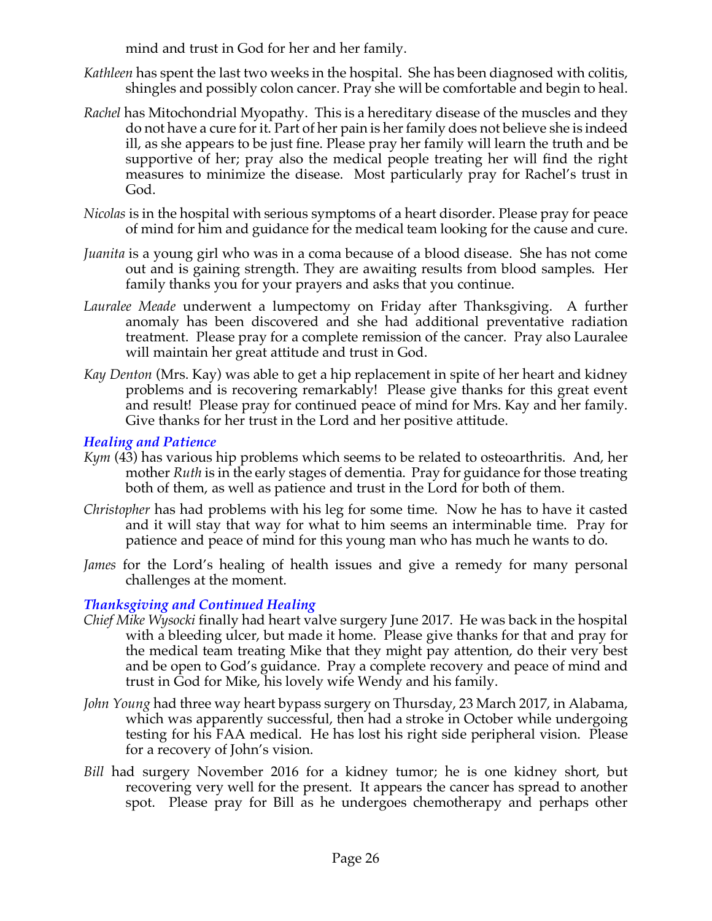mind and trust in God for her and her family.

*Kathleen* has spent the last two weeks in the hospital. She has been diagnosed with colitis, shingles and possibly colon cancer. Pray she will be comfortable and begin to heal.

*Rachel* has Mitochondrial Myopathy. This is a hereditary disease of the muscles and they do not have a cure for it. Part of her pain is her family does not believe she is indeed ill, as she appears to be just fine. Please pray her family will learn the truth and be supportive of her; pray also the medical people treating her will find the right measures to minimize the disease. Most particularly pray for Rachel's trust in God.

*Nicolas* is in the hospital with serious symptoms of a heart disorder. Please pray for peace of mind for him and guidance for the medical team looking for the cause and cure.

*Juanita* is a young girl who was in a coma because of a blood disease. She has not come out and is gaining strength. They are awaiting results from blood samples. Her family thanks you for your prayers and asks that you continue.

*Lauralee Meade* underwent a lumpectomy on Friday after Thanksgiving. A further anomaly has been discovered and she had additional preventative radiation treatment. Please pray for a complete remission of the cancer. Pray also Lauralee will maintain her great attitude and trust in God.

*Kay Denton* (Mrs. Kay) was able to get a hip replacement in spite of her heart and kidney problems and is recovering remarkably! Please give thanks for this great event and result! Please pray for continued peace of mind for Mrs. Kay and her family. Give thanks for her trust in the Lord and her positive attitude.

### *Healing and Patience*

*Kym* (43) has various hip problems which seems to be related to osteoarthritis. And, her mother *Ruth* is in the early stages of dementia. Pray for guidance for those treating both of them, as well as patience and trust in the Lord for both of them.

*Christopher* has had problems with his leg for some time. Now he has to have it casted and it will stay that way for what to him seems an interminable time. Pray for patience and peace of mind for this young man who has much he wants to do.

*James* for the Lord's healing of health issues and give a remedy for many personal challenges at the moment.

### *Thanksgiving and Continued Healing*

*Chief Mike Wysocki* finally had heart valve surgery June 2017. He was back in the hospital with a bleeding ulcer, but made it home. Please give thanks for that and pray for the medical team treating Mike that they might pay attention, do their very best and be open to God's guidance. Pray a complete recovery and peace of mind and trust in God for Mike, his lovely wife Wendy and his family.

*John Young* had three way heart bypass surgery on Thursday, 23 March 2017, in Alabama, which was apparently successful, then had a stroke in October while undergoing testing for his FAA medical. He has lost his right side peripheral vision. Please for a recovery of John's vision.

*Bill* had surgery November 2016 for a kidney tumor; he is one kidney short, but recovering very well for the present. It appears the cancer has spread to another spot. Please pray for Bill as he undergoes chemotherapy and perhaps other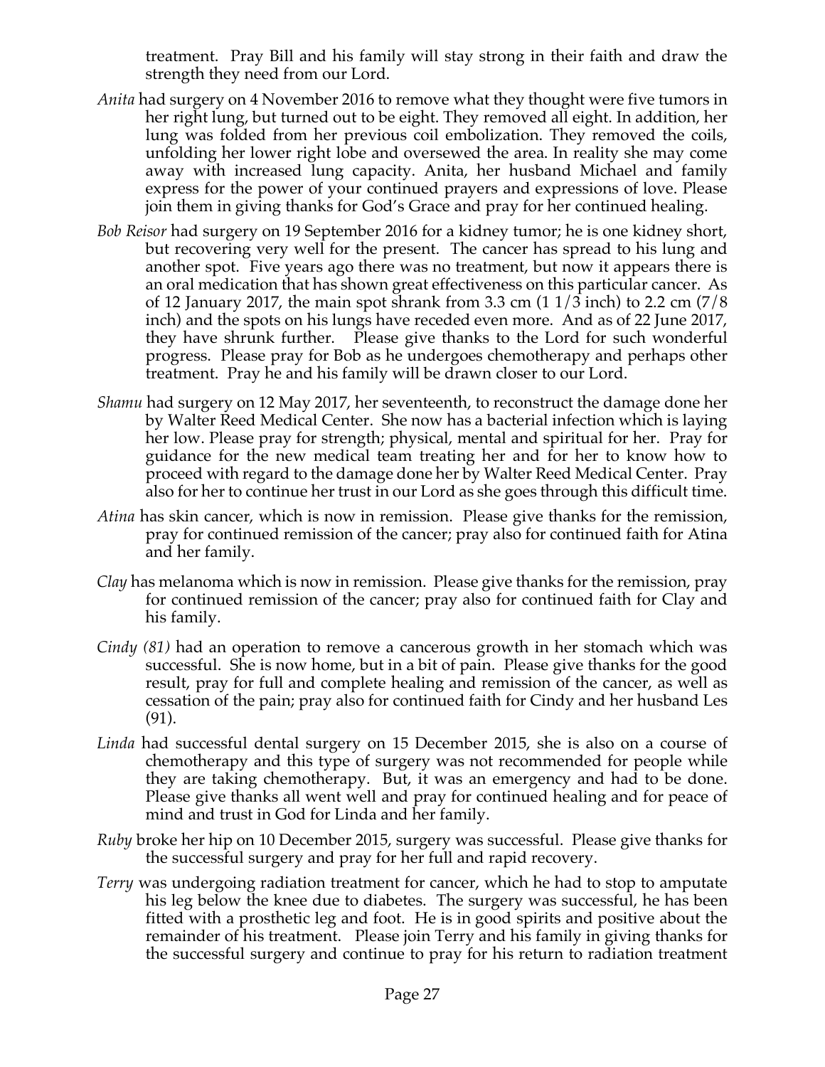treatment. Pray Bill and his family will stay strong in their faith and draw the strength they need from our Lord.

*Anita* had surgery on 4 November 2016 to remove what they thought were five tumors in her right lung, but turned out to be eight. They removed all eight. In addition, her lung was folded from her previous coil embolization. They removed the coils, unfolding her lower right lobe and oversewed the area. In reality she may come away with increased lung capacity. Anita, her husband Michael and family express for the power of your continued prayers and expressions of love. Please join them in giving thanks for God's Grace and pray for her continued healing.

*Bob Reisor* had surgery on 19 September 2016 for a kidney tumor; he is one kidney short, but recovering very well for the present. The cancer has spread to his lung and another spot. Five years ago there was no treatment, but now it appears there is an oral medication that has shown great effectiveness on this particular cancer. As of 12 January 2017, the main spot shrank from 3.3 cm (1 1/3 inch) to 2.2 cm (7/8 inch) and the spots on his lungs have receded even more. And as of 22 June 2017, they have shrunk further. Please give thanks to the Lord for such wonderful progress. Please pray for Bob as he undergoes chemotherapy and perhaps other treatment. Pray he and his family will be drawn closer to our Lord.

*Shamu* had surgery on 12 May 2017, her seventeenth, to reconstruct the damage done her by Walter Reed Medical Center. She now has a bacterial infection which is laying her low. Please pray for strength; physical, mental and spiritual for her. Pray for guidance for the new medical team treating her and for her to know how to proceed with regard to the damage done her by Walter Reed Medical Center. Pray also for her to continue her trust in our Lord as she goes through this difficult time.

*Atina* has skin cancer, which is now in remission. Please give thanks for the remission, pray for continued remission of the cancer; pray also for continued faith for Atina and her family.

*Clay* has melanoma which is now in remission. Please give thanks for the remission, pray for continued remission of the cancer; pray also for continued faith for Clay and his family.

*Cindy (81)* had an operation to remove a cancerous growth in her stomach which was successful. She is now home, but in a bit of pain. Please give thanks for the good result, pray for full and complete healing and remission of the cancer, as well as cessation of the pain; pray also for continued faith for Cindy and her husband Les (91).

*Linda* had successful dental surgery on 15 December 2015, she is also on a course of chemotherapy and this type of surgery was not recommended for people while they are taking chemotherapy. But, it was an emergency and had to be done. Please give thanks all went well and pray for continued healing and for peace of mind and trust in God for Linda and her family.

*Ruby* broke her hip on 10 December 2015, surgery was successful. Please give thanks for the successful surgery and pray for her full and rapid recovery.

*Terry* was undergoing radiation treatment for cancer, which he had to stop to amputate his leg below the knee due to diabetes. The surgery was successful, he has been fitted with a prosthetic leg and foot. He is in good spirits and positive about the remainder of his treatment. Please join Terry and his family in giving thanks for the successful surgery and continue to pray for his return to radiation treatment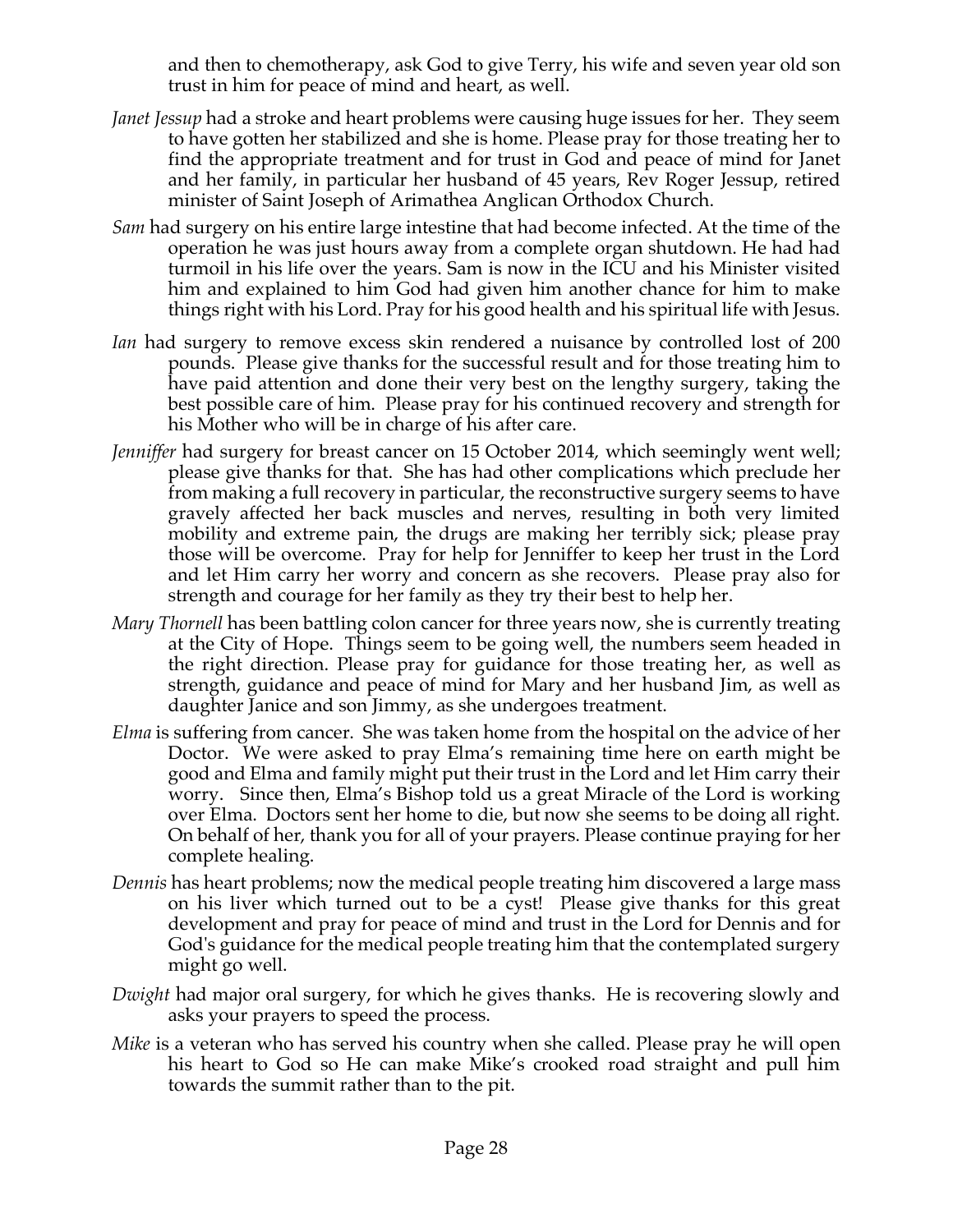and then to chemotherapy, ask God to give Terry, his wife and seven year old son trust in him for peace of mind and heart, as well.

*Janet Jessup* had a stroke and heart problems were causing huge issues for her. They seem to have gotten her stabilized and she is home. Please pray for those treating her to find the appropriate treatment and for trust in God and peace of mind for Janet and her family, in particular her husband of 45 years, Rev Roger Jessup, retired minister of Saint Joseph of Arimathea Anglican Orthodox Church.

*Sam* had surgery on his entire large intestine that had become infected. At the time of the operation he was just hours away from a complete organ shutdown. He had had turmoil in his life over the years. Sam is now in the ICU and his Minister visited him and explained to him God had given him another chance for him to make things right with his Lord. Pray for his good health and his spiritual life with Jesus.

*Ian* had surgery to remove excess skin rendered a nuisance by controlled lost of 200 pounds. Please give thanks for the successful result and for those treating him to have paid attention and done their very best on the lengthy surgery, taking the best possible care of him. Please pray for his continued recovery and strength for his Mother who will be in charge of his after care.

*Jenniffer* had surgery for breast cancer on 15 October 2014, which seemingly went well; please give thanks for that. She has had other complications which preclude her from making a full recovery in particular, the reconstructive surgery seems to have gravely affected her back muscles and nerves, resulting in both very limited mobility and extreme pain, the drugs are making her terribly sick; please pray those will be overcome. Pray for help for Jenniffer to keep her trust in the Lord and let Him carry her worry and concern as she recovers. Please pray also for strength and courage for her family as they try their best to help her.

*Mary Thornell* has been battling colon cancer for three years now, she is currently treating at the City of Hope. Things seem to be going well, the numbers seem headed in the right direction. Please pray for guidance for those treating her, as well as strength, guidance and peace of mind for Mary and her husband Jim, as well as daughter Janice and son Jimmy, as she undergoes treatment.

*Elma* is suffering from cancer. She was taken home from the hospital on the advice of her Doctor. We were asked to pray Elma's remaining time here on earth might be good and Elma and family might put their trust in the Lord and let Him carry their worry. Since then, Elma's Bishop told us a great Miracle of the Lord is working over Elma. Doctors sent her home to die, but now she seems to be doing all right. On behalf of her, thank you for all of your prayers. Please continue praying for her complete healing.

*Dennis* has heart problems; now the medical people treating him discovered a large mass on his liver which turned out to be a cyst! Please give thanks for this great development and pray for peace of mind and trust in the Lord for Dennis and for God's guidance for the medical people treating him that the contemplated surgery might go well.

*Dwight* had major oral surgery, for which he gives thanks. He is recovering slowly and asks your prayers to speed the process.

*Mike* is a veteran who has served his country when she called. Please pray he will open his heart to God so He can make Mike's crooked road straight and pull him towards the summit rather than to the pit.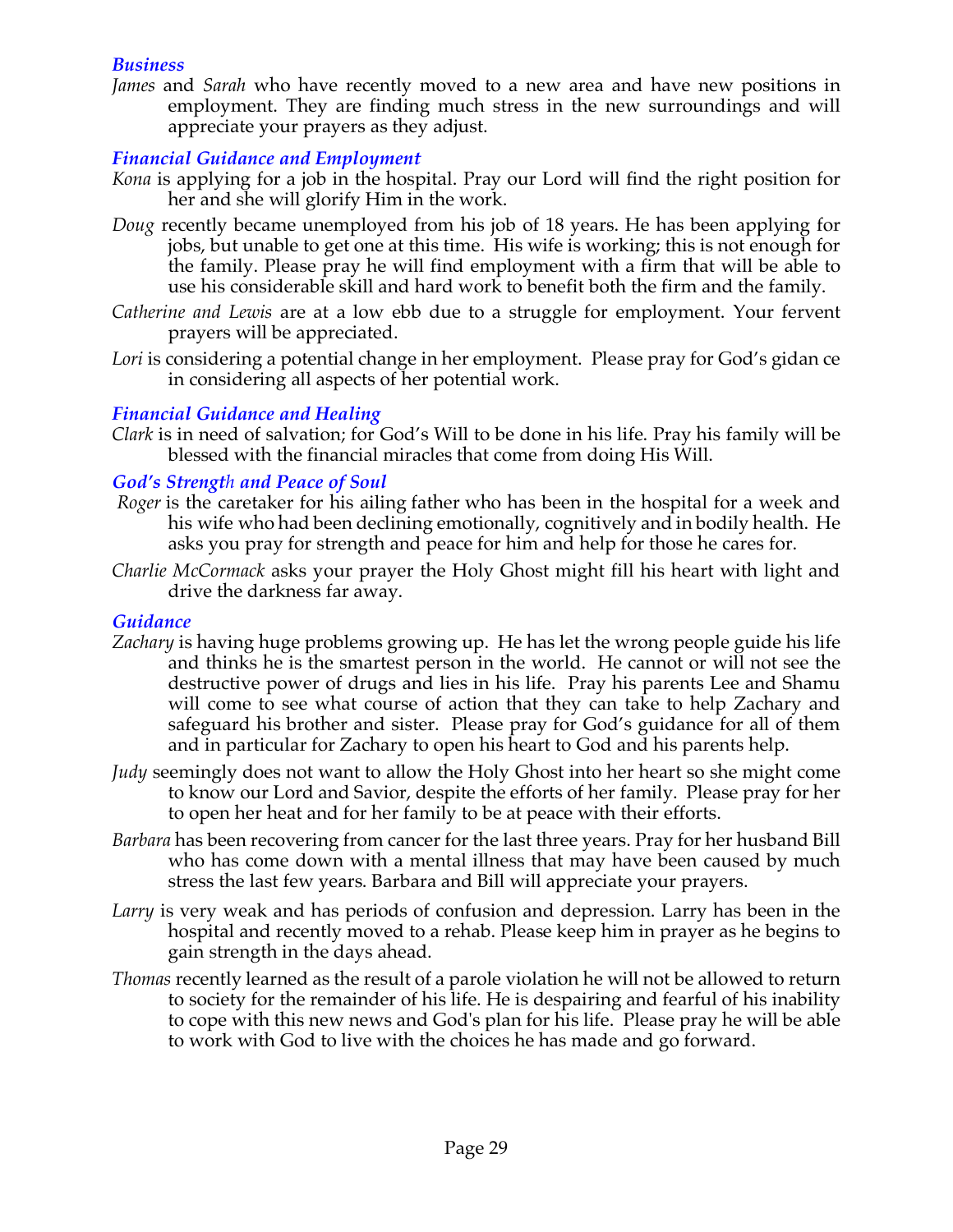### *Business*

*James* and *Sarah* who have recently moved to a new area and have new positions in employment. They are finding much stress in the new surroundings and will appreciate your prayers as they adjust.

### *Financial Guidance and Employment*

*Kona* is applying for a job in the hospital. Pray our Lord will find the right position for her and she will glorify Him in the work.

*Doug* recently became unemployed from his job of 18 years. He has been applying for jobs, but unable to get one at this time. His wife is working; this is not enough for the family. Please pray he will find employment with a firm that will be able to use his considerable skill and hard work to benefit both the firm and the family.

*Catherine and Lewis* are at a low ebb due to a struggle for employment. Your fervent prayers will be appreciated.

*Lori* is considering a potential change in her employment. Please pray for God's gidan ce in considering all aspects of her potential work.

### *Financial Guidance and Healing*

*Clark* is in need of salvation; for God's Will to be done in his life. Pray his family will be blessed with the financial miracles that come from doing His Will.

### *God's Strength and Peace of Soul*

*Roger* is the caretaker for his ailing father who has been in the hospital for a week and his wife who had been declining emotionally, cognitively and in bodily health. He asks you pray for strength and peace for him and help for those he cares for.

*Charlie McCormack* asks your prayer the Holy Ghost might fill his heart with light and drive the darkness far away.

### *Guidance*

*Zachary* is having huge problems growing up. He has let the wrong people guide his life and thinks he is the smartest person in the world. He cannot or will not see the destructive power of drugs and lies in his life. Pray his parents Lee and Shamu will come to see what course of action that they can take to help Zachary and safeguard his brother and sister. Please pray for God's guidance for all of them and in particular for Zachary to open his heart to God and his parents help.

*Judy* seemingly does not want to allow the Holy Ghost into her heart so she might come to know our Lord and Savior, despite the efforts of her family. Please pray for her to open her heat and for her family to be at peace with their efforts.

*Barbara* has been recovering from cancer for the last three years. Pray for her husband Bill who has come down with a mental illness that may have been caused by much stress the last few years. Barbara and Bill will appreciate your prayers.

*Larry* is very weak and has periods of confusion and depression. Larry has been in the hospital and recently moved to a rehab. Please keep him in prayer as he begins to gain strength in the days ahead.

*Thomas* recently learned as the result of a parole violation he will not be allowed to return to society for the remainder of his life. He is despairing and fearful of his inability to cope with this new news and God's plan for his life. Please pray he will be able to work with God to live with the choices he has made and go forward.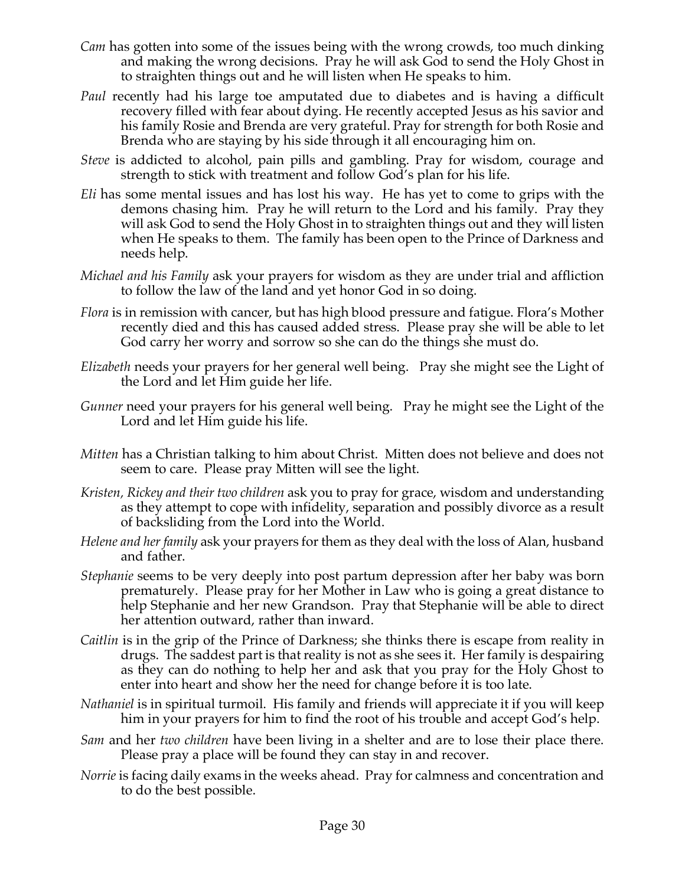*Cam* has gotten into some of the issues being with the wrong crowds, too much dinking and making the wrong decisions. Pray he will ask God to send the Holy Ghost in to straighten things out and he will listen when He speaks to him.

*Paul* recently had his large toe amputated due to diabetes and is having a difficult recovery filled with fear about dying. He recently accepted Jesus as his savior and his family Rosie and Brenda are very grateful. Pray for strength for both Rosie and Brenda who are staying by his side through it all encouraging him on.

*Steve* is addicted to alcohol, pain pills and gambling. Pray for wisdom, courage and strength to stick with treatment and follow God's plan for his life.

*Eli* has some mental issues and has lost his way. He has yet to come to grips with the demons chasing him. Pray he will return to the Lord and his family. Pray they will ask God to send the Holy Ghost in to straighten things out and they will listen when He speaks to them. The family has been open to the Prince of Darkness and needs help.

*Michael and his Family* ask your prayers for wisdom as they are under trial and affliction to follow the law of the land and yet honor God in so doing.

*Flora* is in remission with cancer, but has high blood pressure and fatigue. Flora's Mother recently died and this has caused added stress. Please pray she will be able to let God carry her worry and sorrow so she can do the things she must do.

*Elizabeth* needs your prayers for her general well being. Pray she might see the Light of the Lord and let Him guide her life.

*Gunner* need your prayers for his general well being. Pray he might see the Light of the Lord and let Him guide his life.

*Mitten* has a Christian talking to him about Christ. Mitten does not believe and does not seem to care. Please pray Mitten will see the light.

*Kristen, Rickey and their two children* ask you to pray for grace, wisdom and understanding as they attempt to cope with infidelity, separation and possibly divorce as a result of backsliding from the Lord into the World.

*Helene and her family* ask your prayers for them as they deal with the loss of Alan, husband and father.

*Stephanie* seems to be very deeply into post partum depression after her baby was born prematurely. Please pray for her Mother in Law who is going a great distance to help Stephanie and her new Grandson. Pray that Stephanie will be able to direct her attention outward, rather than inward.

*Caitlin* is in the grip of the Prince of Darkness; she thinks there is escape from reality in drugs. The saddest part is that reality is not as she sees it. Her family is despairing as they can do nothing to help her and ask that you pray for the Holy Ghost to enter into heart and show her the need for change before it is too late.

*Nathaniel* is in spiritual turmoil. His family and friends will appreciate it if you will keep him in your prayers for him to find the root of his trouble and accept God's help.

*Sam* and her *two children* have been living in a shelter and are to lose their place there. Please pray a place will be found they can stay in and recover.

*Norrie* is facing daily exams in the weeks ahead. Pray for calmness and concentration and to do the best possible.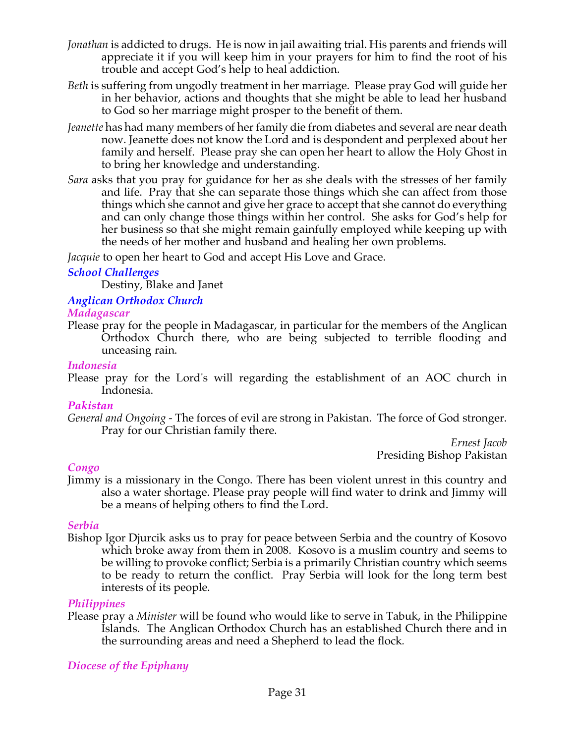*Jonathan* is addicted to drugs. He is now in jail awaiting trial. His parents and friends will appreciate it if you will keep him in your prayers for him to find the root of his trouble and accept God's help to heal addiction.

*Beth* is suffering from ungodly treatment in her marriage. Please pray God will guide her in her behavior, actions and thoughts that she might be able to lead her husband to God so her marriage might prosper to the benefit of them.

*Jeanette* has had many members of her family die from diabetes and several are near death now. Jeanette does not know the Lord and is despondent and perplexed about her family and herself. Please pray she can open her heart to allow the Holy Ghost in to bring her knowledge and understanding.

*Sara* asks that you pray for guidance for her as she deals with the stresses of her family and life. Pray that she can separate those things which she can affect from those things which she cannot and give her grace to accept that she cannot do everything and can only change those things within her control. She asks for God's help for her business so that she might remain gainfully employed while keeping up with the needs of her mother and husband and healing her own problems.

*Jacquie* to open her heart to God and accept His Love and Grace.

### *School Challenges*

Destiny, Blake and Janet

### *Anglican Orthodox Church*

#### *Madagascar*

Please pray for the people in Madagascar, in particular for the members of the Anglican Orthodox Church there, who are being subjected to terrible flooding and unceasing rain.

#### *Indonesia*

Please pray for the Lord's will regarding the establishment of an AOC church in Indonesia.

#### *Pakistan*

*General and Ongoing* - The forces of evil are strong in Pakistan. The force of God stronger. Pray for our Christian family there.

*Ernest Jacob*
Presiding Bishop Pakistan

#### *Congo*

Jimmy is a missionary in the Congo. There has been violent unrest in this country and also a water shortage. Please pray people will find water to drink and Jimmy will be a means of helping others to find the Lord.

#### *Serbia*

Bishop Igor Djurcik asks us to pray for peace between Serbia and the country of Kosovo which broke away from them in 2008. Kosovo is a muslim country and seems to be willing to provoke conflict; Serbia is a primarily Christian country which seems to be ready to return the conflict. Pray Serbia will look for the long term best interests of its people.

#### *Philippines*

Please pray a *Minister* will be found who would like to serve in Tabuk, in the Philippine Islands. The Anglican Orthodox Church has an established Church there and in the surrounding areas and need a Shepherd to lead the flock.

#### *Diocese of the Epiphany*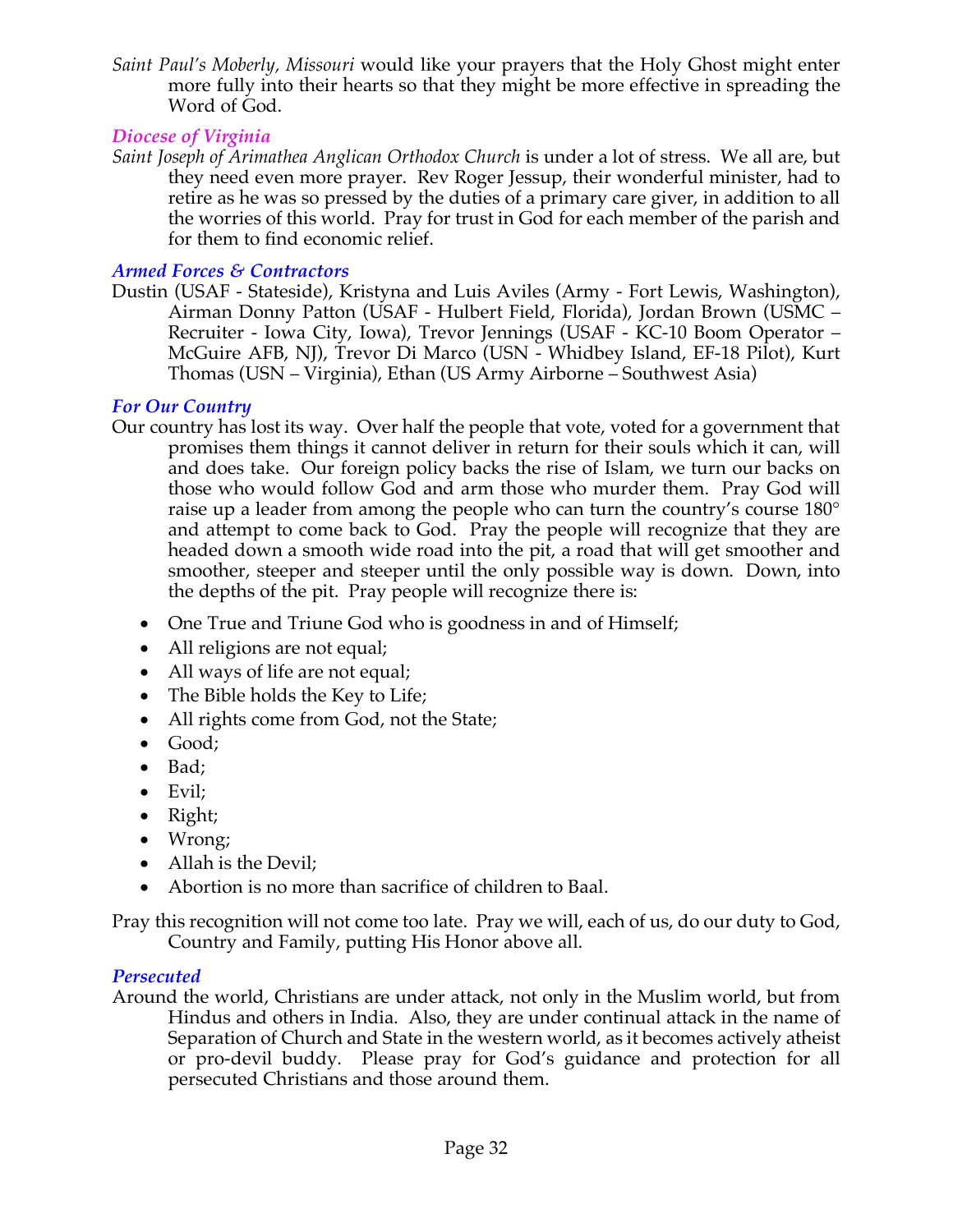*Saint Paul's Moberly, Missouri* would like your prayers that the Holy Ghost might enter more fully into their hearts so that they might be more effective in spreading the Word of God.

### *Diocese of Virginia*

*Saint Joseph of Arimathea Anglican Orthodox Church* is under a lot of stress. We all are, but they need even more prayer. Rev Roger Jessup, their wonderful minister, had to retire as he was so pressed by the duties of a primary care giver, in addition to all the worries of this world. Pray for trust in God for each member of the parish and for them to find economic relief.

### *Armed Forces & Contractors*

Dustin (USAF - Stateside), Kristyna and Luis Aviles (Army - Fort Lewis, Washington), Airman Donny Patton (USAF - Hulbert Field, Florida), Jordan Brown (USMC – Recruiter - Iowa City, Iowa), Trevor Jennings (USAF - KC-10 Boom Operator – McGuire AFB, NJ), Trevor Di Marco (USN - Whidbey Island, EF-18 Pilot), Kurt Thomas (USN – Virginia), Ethan (US Army Airborne – Southwest Asia)

### *For Our Country*

Our country has lost its way. Over half the people that vote, voted for a government that promises them things it cannot deliver in return for their souls which it can, will and does take. Our foreign policy backs the rise of Islam, we turn our backs on those who would follow God and arm those who murder them. Pray God will raise up a leader from among the people who can turn the country's course 180° and attempt to come back to God. Pray the people will recognize that they are headed down a smooth wide road into the pit, a road that will get smoother and smoother, steeper and steeper until the only possible way is down. Down, into the depths of the pit. Pray people will recognize there is:

- One True and Triune God who is goodness in and of Himself;
- All religions are not equal;
- All ways of life are not equal;
- The Bible holds the Key to Life;
- All rights come from God, not the State;
- Good;
- Bad;
- Evil;
- Right;
- Wrong;
- Allah is the Devil;
- Abortion is no more than sacrifice of children to Baal.

Pray this recognition will not come too late. Pray we will, each of us, do our duty to God, Country and Family, putting His Honor above all.

### *Persecuted*

Around the world, Christians are under attack, not only in the Muslim world, but from Hindus and others in India. Also, they are under continual attack in the name of Separation of Church and State in the western world, as it becomes actively atheist or pro-devil buddy. Please pray for God's guidance and protection for all persecuted Christians and those around them.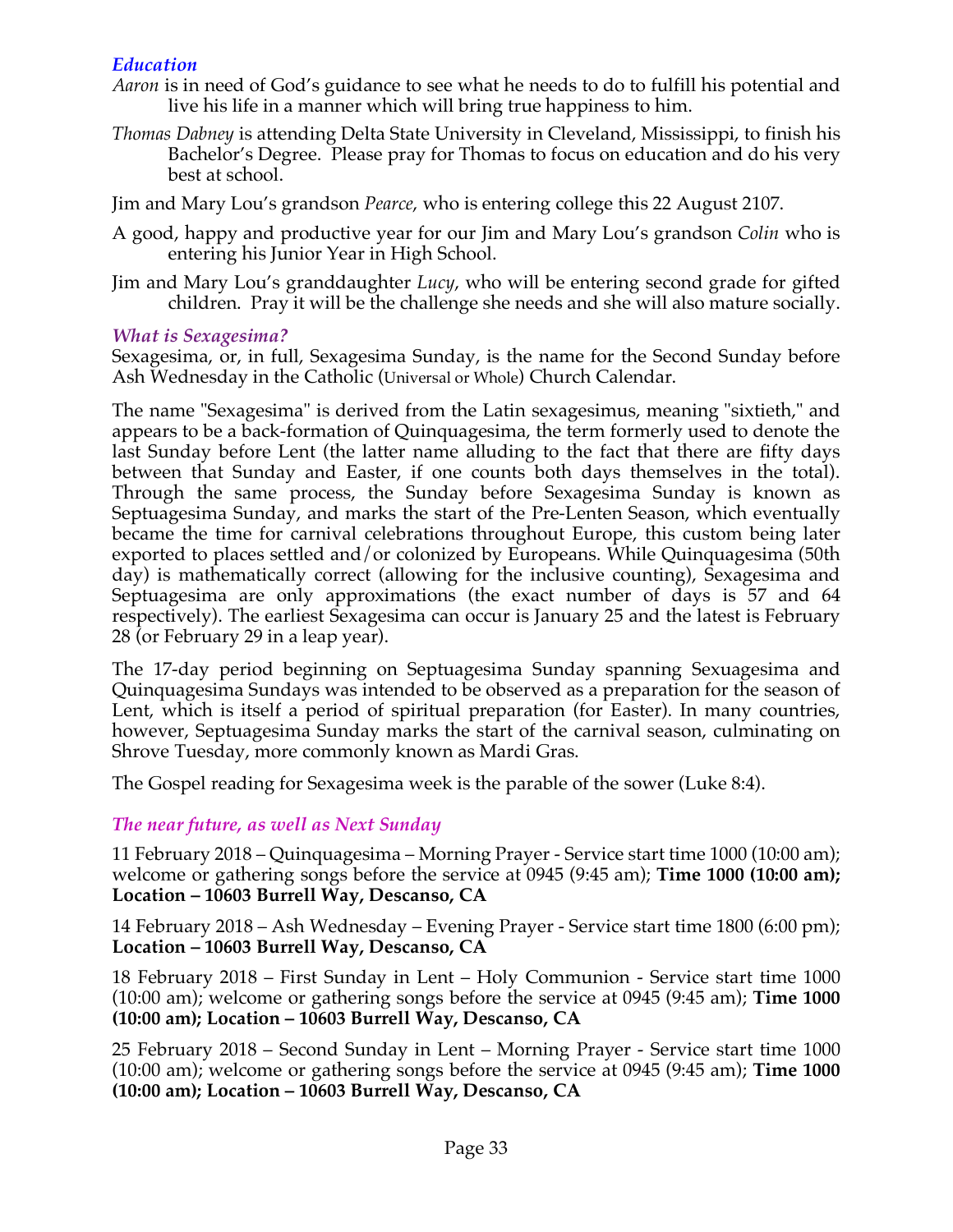### *Education*

*Aaron* is in need of God's guidance to see what he needs to do to fulfill his potential and live his life in a manner which will bring true happiness to him.

*Thomas Dabney* is attending Delta State University in Cleveland, Mississippi, to finish his Bachelor's Degree. Please pray for Thomas to focus on education and do his very best at school.

Jim and Mary Lou's grandson *Pearce*, who is entering college this 22 August 2107.

A good, happy and productive year for our Jim and Mary Lou's grandson *Colin* who is entering his Junior Year in High School.

Jim and Mary Lou's granddaughter *Lucy*, who will be entering second grade for gifted children. Pray it will be the challenge she needs and she will also mature socially.

### *What is Sexagesima?*

Sexagesima, or, in full, Sexagesima Sunday, is the name for the Second Sunday before Ash Wednesday in the Catholic (Universal or Whole) Church Calendar.

The name "Sexagesima" is derived from the Latin sexagesimus, meaning "sixtieth," and appears to be a back-formation of Quinquagesima, the term formerly used to denote the last Sunday before Lent (the latter name alluding to the fact that there are fifty days between that Sunday and Easter, if one counts both days themselves in the total). Through the same process, the Sunday before Sexagesima Sunday is known as Septuagesima Sunday, and marks the start of the Pre-Lenten Season, which eventually became the time for carnival celebrations throughout Europe, this custom being later exported to places settled and/or colonized by Europeans. While Quinquagesima (50th day) is mathematically correct (allowing for the inclusive counting), Sexagesima and Septuagesima are only approximations (the exact number of days is 57 and 64 respectively). The earliest Sexagesima can occur is January 25 and the latest is February 28 (or February 29 in a leap year).

The 17-day period beginning on Septuagesima Sunday spanning Sexuagesima and Quinquagesima Sundays was intended to be observed as a preparation for the season of Lent, which is itself a period of spiritual preparation (for Easter). In many countries, however, Septuagesima Sunday marks the start of the carnival season, culminating on Shrove Tuesday, more commonly known as Mardi Gras.

The Gospel reading for Sexagesima week is the parable of the sower (Luke 8:4).

### *The near future, as well as Next Sunday*

11 February 2018 – Quinquagesima – Morning Prayer - Service start time 1000 (10:00 am); welcome or gathering songs before the service at 0945 (9:45 am); **Time 1000 (10:00 am); Location – 10603 Burrell Way, Descanso, CA**

14 February 2018 – Ash Wednesday – Evening Prayer - Service start time 1800 (6:00 pm); **Location – 10603 Burrell Way, Descanso, CA**

18 February 2018 – First Sunday in Lent – Holy Communion - Service start time 1000 (10:00 am); welcome or gathering songs before the service at 0945 (9:45 am); **Time 1000 (10:00 am); Location – 10603 Burrell Way, Descanso, CA**

25 February 2018 – Second Sunday in Lent – Morning Prayer - Service start time 1000 (10:00 am); welcome or gathering songs before the service at 0945 (9:45 am); **Time 1000 (10:00 am); Location – 10603 Burrell Way, Descanso, CA**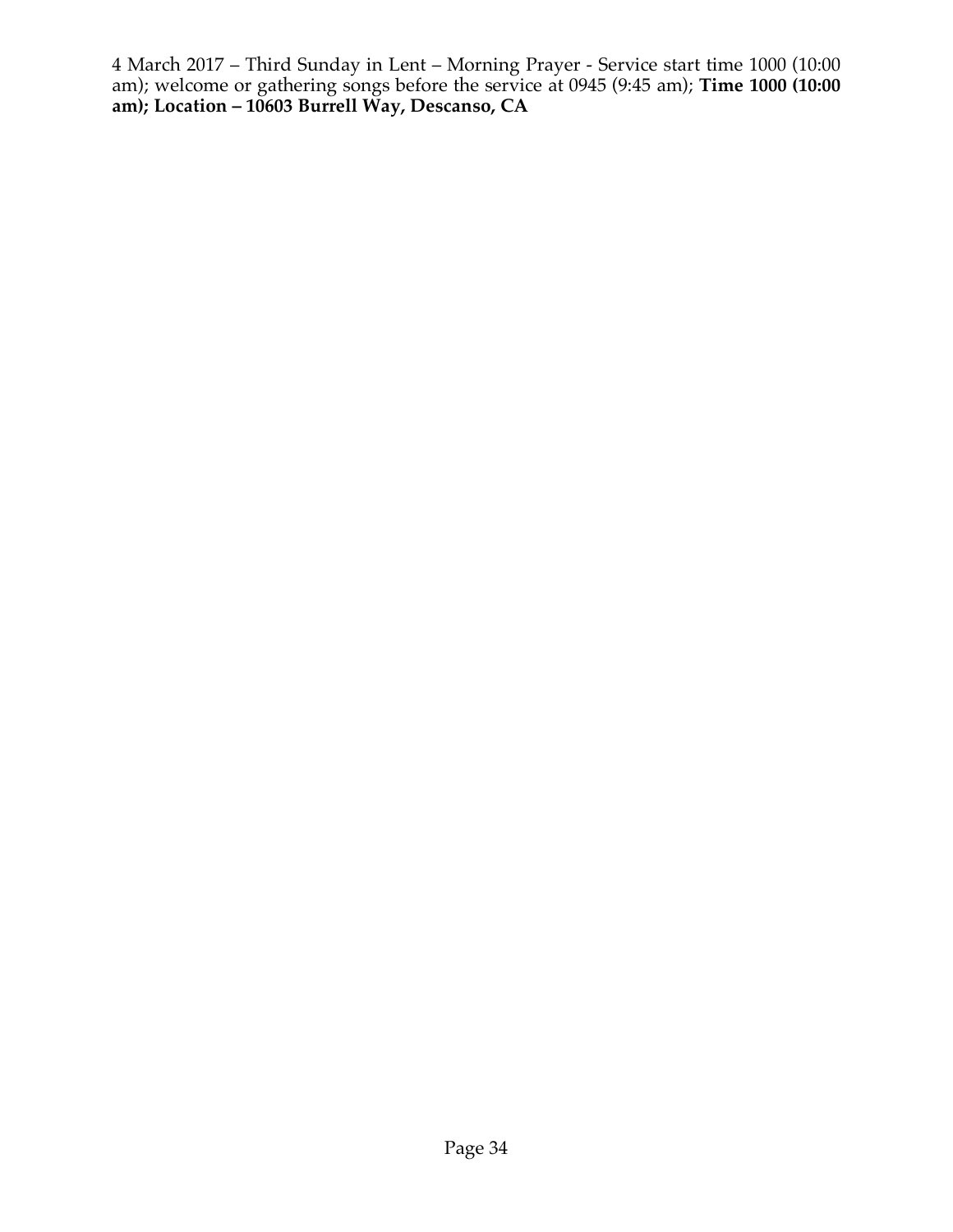4 March 2017 – Third Sunday in Lent – Morning Prayer - Service start time 1000 (10:00 am); welcome or gathering songs before the service at 0945 (9:45 am); **Time 1000 (10:00 am); Location – 10603 Burrell Way, Descanso, CA**